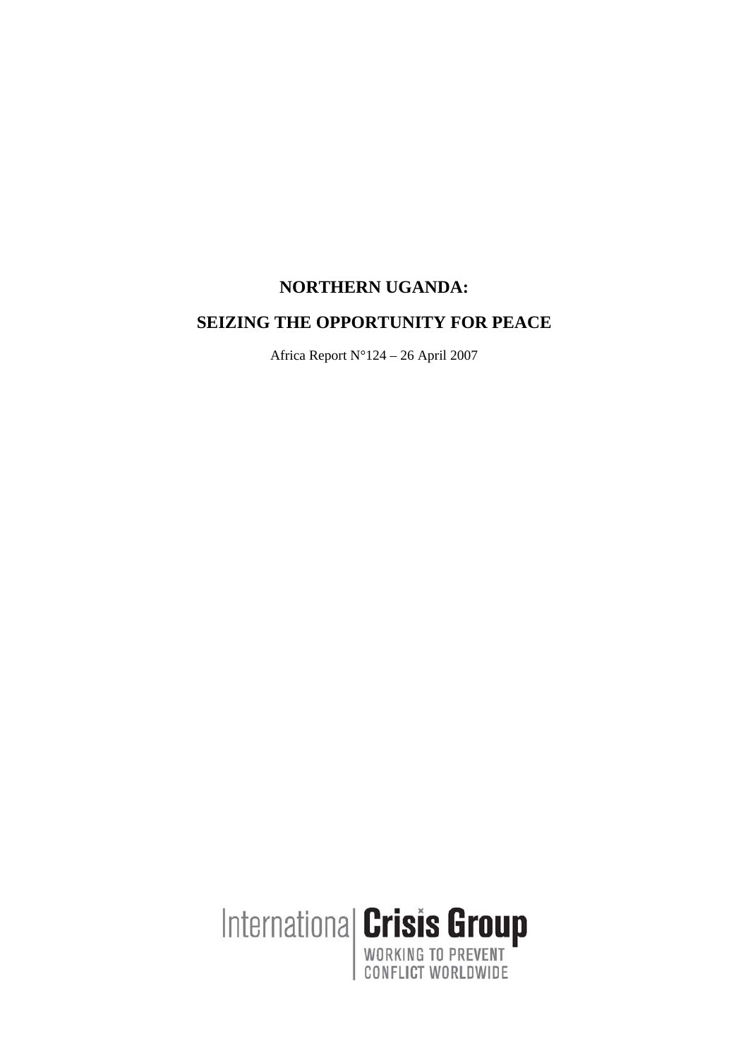# NORTHERN UGANDA:

# SEIZING THE OPPORTUNITY FOR PEACE

Africa Report N°124 – 26 April 2007

International Crisis Group

WORKING TO PREVENT CONFLICT WORLDWIDE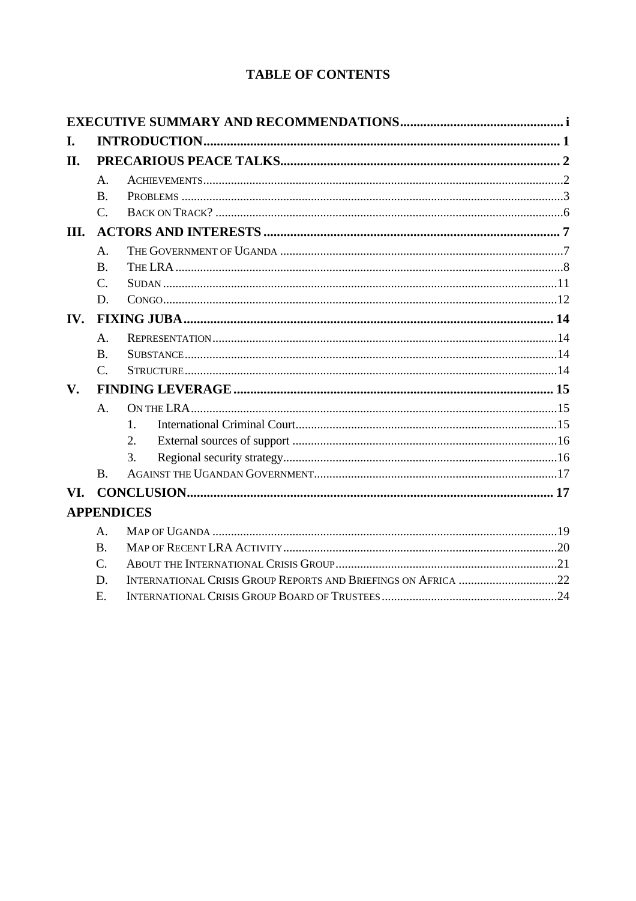# TABLE OF CONTENTS

**EXECUTIVE SUMMARY AND RECOMMENDATIONS** ........ i

**I. INTRODUCTION** ........ 1

**II. PRECARIOUS PEACE TALKS** ........ 2

- A. ACHIEVEMENTS ........ 2
- B. PROBLEMS ........ 3
- C. BACK ON TRACK? ........ 6

**III. ACTORS AND INTERESTS** ........ 7

- A. THE GOVERNMENT OF UGANDA ........ 7
- B. THE LRA ........ 8
- C. SUDAN ........ 11
- D. CONGO ........ 12

**IV. FIXING JUBA** ........ 14

- A. REPRESENTATION ........ 14
- B. SUBSTANCE ........ 14
- C. STRUCTURE ........ 14

**V. FINDING LEVERAGE** ........ 15

- A. ON THE LRA ........ 15
  1. International Criminal Court ........ 15
  2. External sources of support ........ 16
  3. Regional security strategy ........ 16
- B. AGAINST THE UGANDAN GOVERNMENT ........ 17

**VI. CONCLUSION** ........ 17

**APPENDICES**

- A. MAP OF UGANDA ........ 19
- B. MAP OF RECENT LRA ACTIVITY ........ 20
- C. ABOUT THE INTERNATIONAL CRISIS GROUP ........ 21
- D. INTERNATIONAL CRISIS GROUP REPORTS AND BRIEFINGS ON AFRICA ........ 22
- E. INTERNATIONAL CRISIS GROUP BOARD OF TRUSTEES ........ 24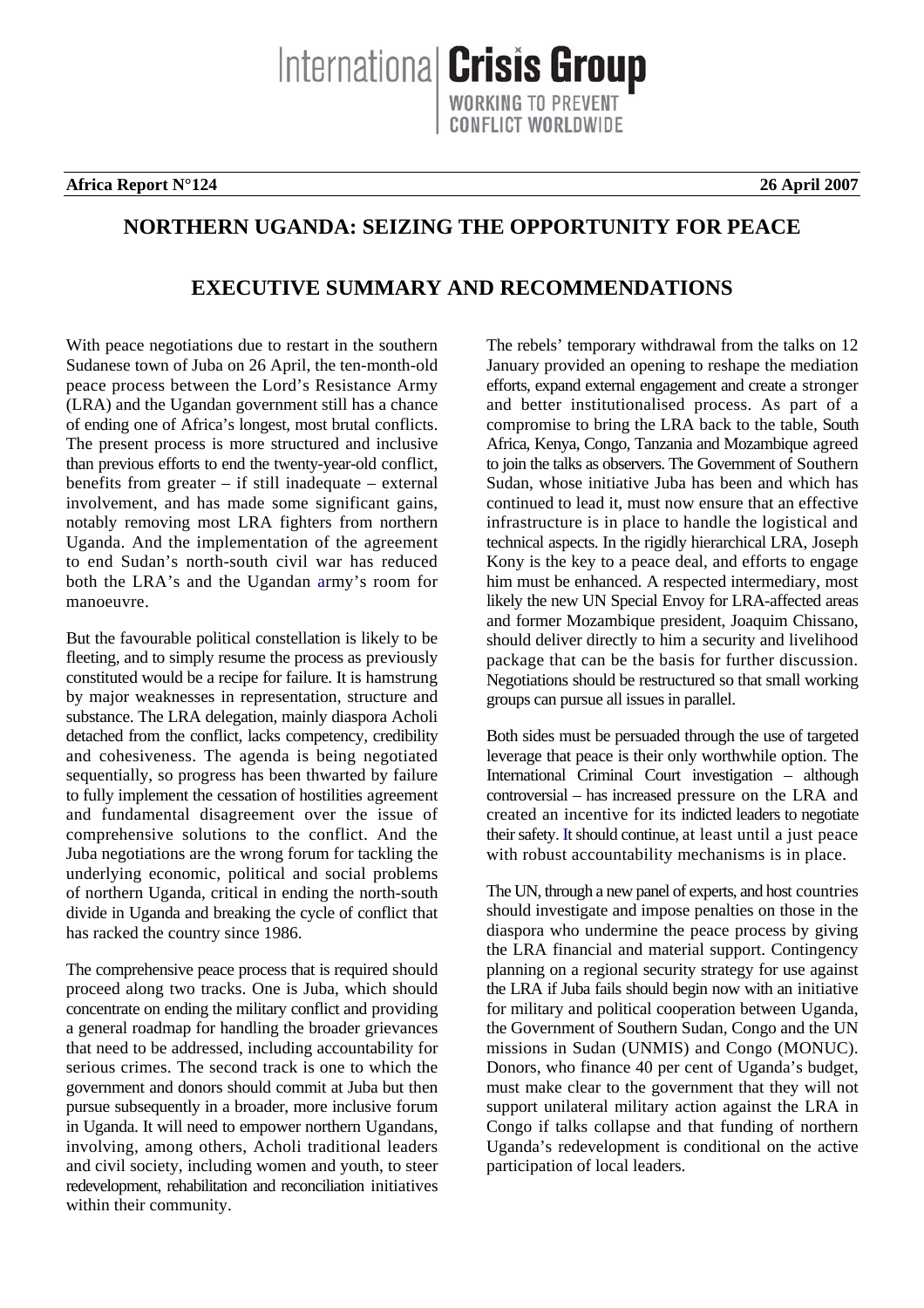International Crisis Group
WORKING TO PREVENT CONFLICT WORLDWIDE

**Africa Report N°124** **26 April 2007**

# NORTHERN UGANDA: SEIZING THE OPPORTUNITY FOR PEACE

## EXECUTIVE SUMMARY AND RECOMMENDATIONS

With peace negotiations due to restart in the southern Sudanese town of Juba on 26 April, the ten-month-old peace process between the Lord's Resistance Army (LRA) and the Ugandan government still has a chance of ending one of Africa's longest, most brutal conflicts. The present process is more structured and inclusive than previous efforts to end the twenty-year-old conflict, benefits from greater – if still inadequate – external involvement, and has made some significant gains, notably removing most LRA fighters from northern Uganda. And the implementation of the agreement to end Sudan's north-south civil war has reduced both the LRA's and the Ugandan army's room for manoeuvre.

But the favourable political constellation is likely to be fleeting, and to simply resume the process as previously constituted would be a recipe for failure. It is hamstrung by major weaknesses in representation, structure and substance. The LRA delegation, mainly diaspora Acholi detached from the conflict, lacks competency, credibility and cohesiveness. The agenda is being negotiated sequentially, so progress has been thwarted by failure to fully implement the cessation of hostilities agreement and fundamental disagreement over the issue of comprehensive solutions to the conflict. And the Juba negotiations are the wrong forum for tackling the underlying economic, political and social problems of northern Uganda, critical in ending the north-south divide in Uganda and breaking the cycle of conflict that has racked the country since 1986.

The comprehensive peace process that is required should proceed along two tracks. One is Juba, which should concentrate on ending the military conflict and providing a general roadmap for handling the broader grievances that need to be addressed, including accountability for serious crimes. The second track is one to which the government and donors should commit at Juba but then pursue subsequently in a broader, more inclusive forum in Uganda. It will need to empower northern Ugandans, involving, among others, Acholi traditional leaders and civil society, including women and youth, to steer redevelopment, rehabilitation and reconciliation initiatives within their community.

The rebels' temporary withdrawal from the talks on 12 January provided an opening to reshape the mediation efforts, expand external engagement and create a stronger and better institutionalised process. As part of a compromise to bring the LRA back to the table, South Africa, Kenya, Congo, Tanzania and Mozambique agreed to join the talks as observers. The Government of Southern Sudan, whose initiative Juba has been and which has continued to lead it, must now ensure that an effective infrastructure is in place to handle the logistical and technical aspects. In the rigidly hierarchical LRA, Joseph Kony is the key to a peace deal, and efforts to engage him must be enhanced. A respected intermediary, most likely the new UN Special Envoy for LRA-affected areas and former Mozambique president, Joaquim Chissano, should deliver directly to him a security and livelihood package that can be the basis for further discussion. Negotiations should be restructured so that small working groups can pursue all issues in parallel.

Both sides must be persuaded through the use of targeted leverage that peace is their only worthwhile option. The International Criminal Court investigation – although controversial – has increased pressure on the LRA and created an incentive for its indicted leaders to negotiate their safety. It should continue, at least until a just peace with robust accountability mechanisms is in place.

The UN, through a new panel of experts, and host countries should investigate and impose penalties on those in the diaspora who undermine the peace process by giving the LRA financial and material support. Contingency planning on a regional security strategy for use against the LRA if Juba fails should begin now with an initiative for military and political cooperation between Uganda, the Government of Southern Sudan, Congo and the UN missions in Sudan (UNMIS) and Congo (MONUC). Donors, who finance 40 per cent of Uganda's budget, must make clear to the government that they will not support unilateral military action against the LRA in Congo if talks collapse and that funding of northern Uganda's redevelopment is conditional on the active participation of local leaders.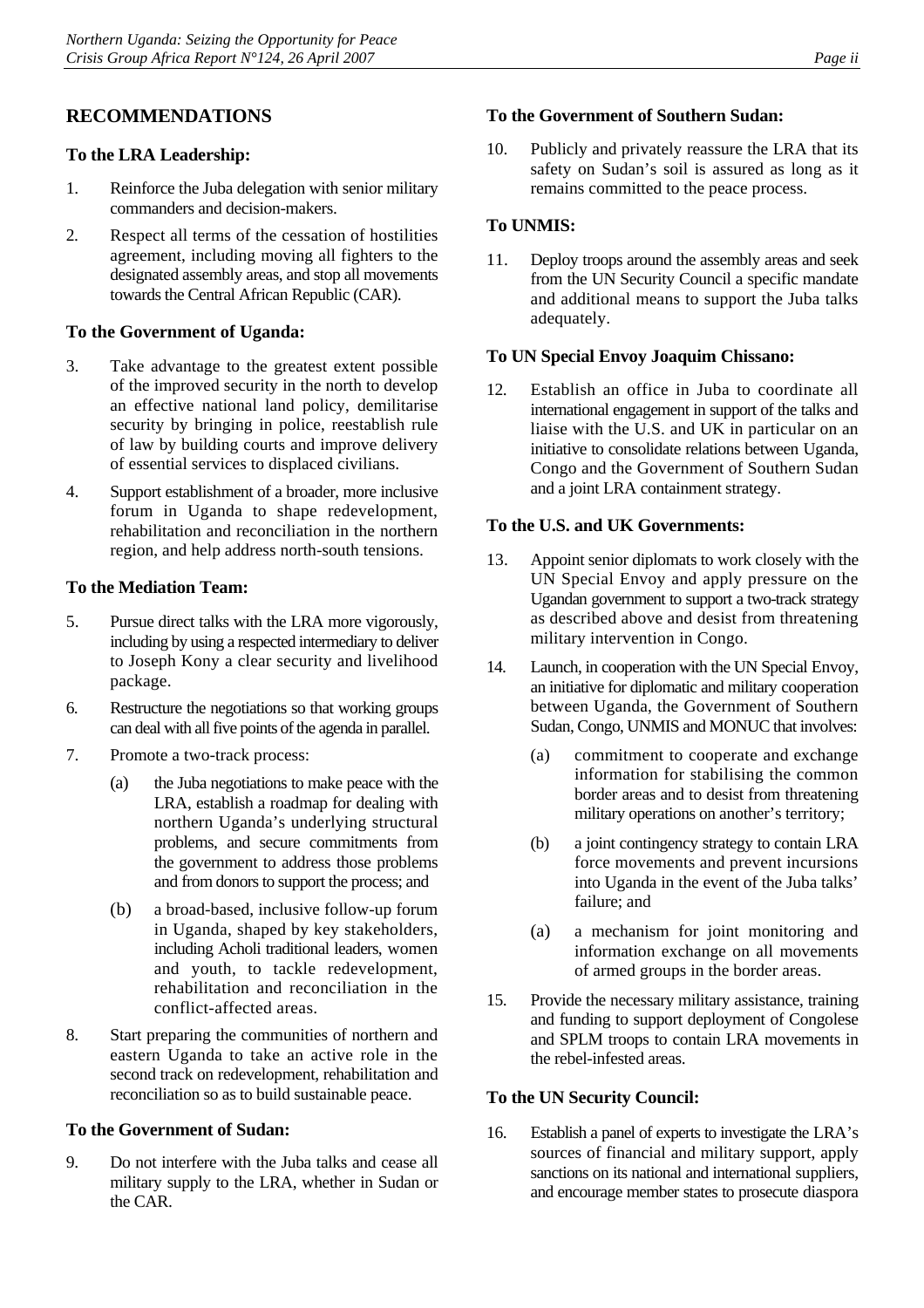## RECOMMENDATIONS

### To the LRA Leadership:

1. Reinforce the Juba delegation with senior military commanders and decision-makers.
2. Respect all terms of the cessation of hostilities agreement, including moving all fighters to the designated assembly areas, and stop all movements towards the Central African Republic (CAR).

### To the Government of Uganda:

3. Take advantage to the greatest extent possible of the improved security in the north to develop an effective national land policy, demilitarise security by bringing in police, reestablish rule of law by building courts and improve delivery of essential services to displaced civilians.
4. Support establishment of a broader, more inclusive forum in Uganda to shape redevelopment, rehabilitation and reconciliation in the northern region, and help address north-south tensions.

### To the Mediation Team:

5. Pursue direct talks with the LRA more vigorously, including by using a respected intermediary to deliver to Joseph Kony a clear security and livelihood package.
6. Restructure the negotiations so that working groups can deal with all five points of the agenda in parallel.
7. Promote a two-track process:
   (a) the Juba negotiations to make peace with the LRA, establish a roadmap for dealing with northern Uganda's underlying structural problems, and secure commitments from the government to address those problems and from donors to support the process; and
   (b) a broad-based, inclusive follow-up forum in Uganda, shaped by key stakeholders, including Acholi traditional leaders, women and youth, to tackle redevelopment, rehabilitation and reconciliation in the conflict-affected areas.
8. Start preparing the communities of northern and eastern Uganda to take an active role in the second track on redevelopment, rehabilitation and reconciliation so as to build sustainable peace.

### To the Government of Sudan:

9. Do not interfere with the Juba talks and cease all military supply to the LRA, whether in Sudan or the CAR.

### To the Government of Southern Sudan:

10. Publicly and privately reassure the LRA that its safety on Sudan's soil is assured as long as it remains committed to the peace process.

### To UNMIS:

11. Deploy troops around the assembly areas and seek from the UN Security Council a specific mandate and additional means to support the Juba talks adequately.

### To UN Special Envoy Joaquim Chissano:

12. Establish an office in Juba to coordinate all international engagement in support of the talks and liaise with the U.S. and UK in particular on an initiative to consolidate relations between Uganda, Congo and the Government of Southern Sudan and a joint LRA containment strategy.

### To the U.S. and UK Governments:

13. Appoint senior diplomats to work closely with the UN Special Envoy and apply pressure on the Ugandan government to support a two-track strategy as described above and desist from threatening military intervention in Congo.
14. Launch, in cooperation with the UN Special Envoy, an initiative for diplomatic and military cooperation between Uganda, the Government of Southern Sudan, Congo, UNMIS and MONUC that involves:
   (a) commitment to cooperate and exchange information for stabilising the common border areas and to desist from threatening military operations on another's territory;
   (b) a joint contingency strategy to contain LRA force movements and prevent incursions into Uganda in the event of the Juba talks' failure; and
   (a) a mechanism for joint monitoring and information exchange on all movements of armed groups in the border areas.
15. Provide the necessary military assistance, training and funding to support deployment of Congolese and SPLM troops to contain LRA movements in the rebel-infested areas.

### To the UN Security Council:

16. Establish a panel of experts to investigate the LRA's sources of financial and military support, apply sanctions on its national and international suppliers, and encourage member states to prosecute diaspora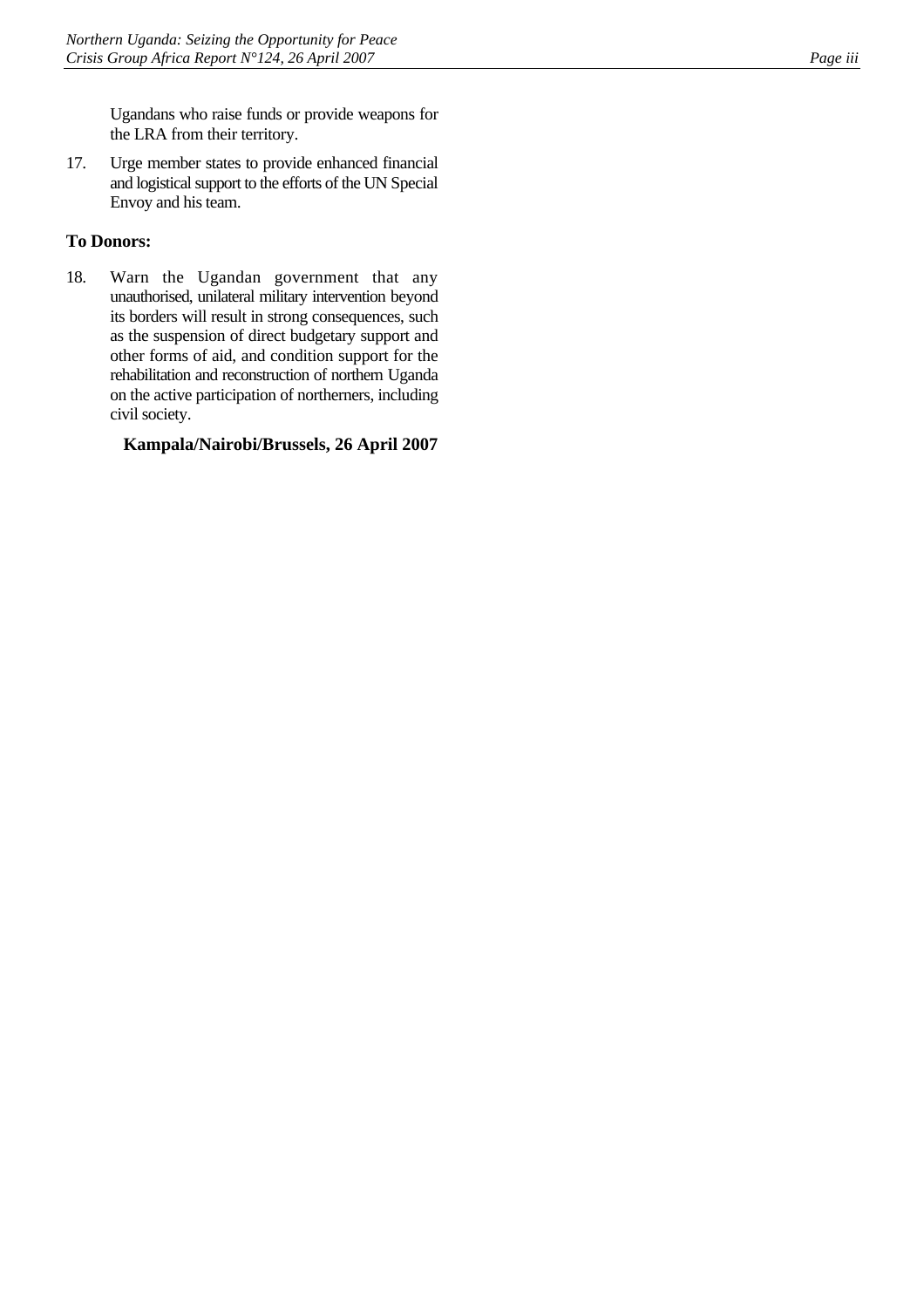Ugandans who raise funds or provide weapons for the LRA from their territory.

17. Urge member states to provide enhanced financial and logistical support to the efforts of the UN Special Envoy and his team.

**To Donors:**

18. Warn the Ugandan government that any unauthorised, unilateral military intervention beyond its borders will result in strong consequences, such as the suspension of direct budgetary support and other forms of aid, and condition support for the rehabilitation and reconstruction of northern Uganda on the active participation of northerners, including civil society.

**Kampala/Nairobi/Brussels, 26 April 2007**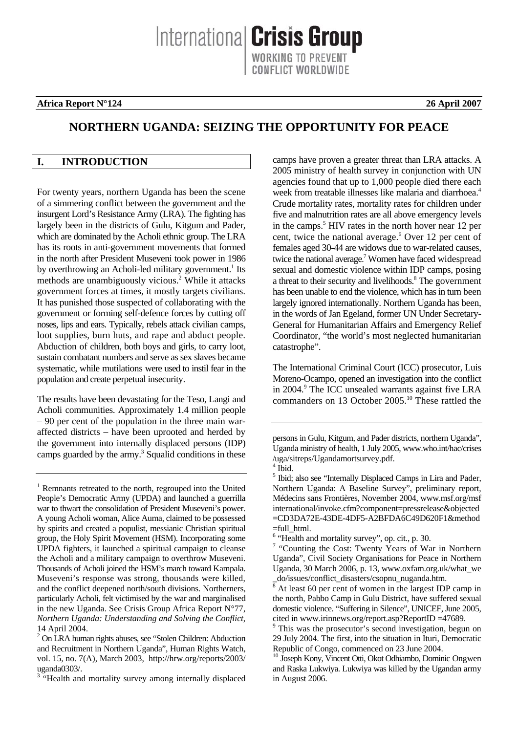International Crisis Group
WORKING TO PREVENT CONFLICT WORLDWIDE

**Africa Report N°124** **26 April 2007**

# NORTHERN UGANDA: SEIZING THE OPPORTUNITY FOR PEACE

## I. INTRODUCTION

For twenty years, northern Uganda has been the scene of a simmering conflict between the government and the insurgent Lord's Resistance Army (LRA). The fighting has largely been in the districts of Gulu, Kitgum and Pader, which are dominated by the Acholi ethnic group. The LRA has its roots in anti-government movements that formed in the north after President Museveni took power in 1986 by overthrowing an Acholi-led military government.[1] Its methods are unambiguously vicious.[2] While it attacks government forces at times, it mostly targets civilians. It has punished those suspected of collaborating with the government or forming self-defence forces by cutting off noses, lips and ears. Typically, rebels attack civilian camps, loot supplies, burn huts, and rape and abduct people. Abduction of children, both boys and girls, to carry loot, sustain combatant numbers and serve as sex slaves became systematic, while mutilations were used to instil fear in the population and create perpetual insecurity.

The results have been devastating for the Teso, Langi and Acholi communities. Approximately 1.4 million people – 90 per cent of the population in the three main war-affected districts – have been uprooted and herded by the government into internally displaced persons (IDP) camps guarded by the army.[3] Squalid conditions in these camps have proven a greater threat than LRA attacks. A 2005 ministry of health survey in conjunction with UN agencies found that up to 1,000 people died there each week from treatable illnesses like malaria and diarrhoea.[4] Crude mortality rates, mortality rates for children under five and malnutrition rates are all above emergency levels in the camps.[5] HIV rates in the north hover near 12 per cent, twice the national average.[6] Over 12 per cent of females aged 30-44 are widows due to war-related causes, twice the national average.[7] Women have faced widespread sexual and domestic violence within IDP camps, posing a threat to their security and livelihoods.[8] The government has been unable to end the violence, which has in turn been largely ignored internationally. Northern Uganda has been, in the words of Jan Egeland, former UN Under Secretary-General for Humanitarian Affairs and Emergency Relief Coordinator, "the world's most neglected humanitarian catastrophe".

The International Criminal Court (ICC) prosecutor, Luis Moreno-Ocampo, opened an investigation into the conflict in 2004.[9] The ICC unsealed warrants against five LRA commanders on 13 October 2005.[10] These rattled the

---

[1] Remnants retreated to the north, regrouped into the United People's Democratic Army (UPDA) and launched a guerrilla war to thwart the consolidation of President Museveni's power. A young Acholi woman, Alice Auma, claimed to be possessed by spirits and created a populist, messianic Christian spiritual group, the Holy Spirit Movement (HSM). Incorporating some UPDA fighters, it launched a spiritual campaign to cleanse the Acholi and a military campaign to overthrow Museveni. Thousands of Acholi joined the HSM's march toward Kampala. Museveni's response was strong, thousands were killed, and the conflict deepened north/south divisions. Northerners, particularly Acholi, felt victimised by the war and marginalised in the new Uganda. See Crisis Group Africa Report N°77, *Northern Uganda: Understanding and Solving the Conflict*, 14 April 2004.

[2] On LRA human rights abuses, see "Stolen Children: Abduction and Recruitment in Northern Uganda", Human Rights Watch, vol. 15, no. 7(A), March 2003, http://hrw.org/reports/2003/uganda0303/.

[3] "Health and mortality survey among internally displaced persons in Gulu, Kitgum, and Pader districts, northern Uganda", Uganda ministry of health, 1 July 2005, www.who.int/hac/crises/uga/sitreps/Ugandamortsurvey.pdf.

[4] Ibid.

[5] Ibid; also see "Internally Displaced Camps in Lira and Pader, Northern Uganda: A Baseline Survey", preliminary report, Médecins sans Frontières, November 2004, www.msf.org/msfinternational/invoke.cfm?component=pressrelease&objectid=CD3DA72E-43DE-4DF5-A2BFDA6C49D620F1&method=full_html.

[6] "Health and mortality survey", op. cit., p. 30.

[7] "Counting the Cost: Twenty Years of War in Northern Uganda", Civil Society Organisations for Peace in Northern Uganda, 30 March 2006, p. 13, www.oxfam.org.uk/what_we_do/issues/conflict_disasters/csopnu_nuganda.htm.

[8] At least 60 per cent of women in the largest IDP camp in the north, Pabbo Camp in Gulu District, have suffered sexual domestic violence. "Suffering in Silence", UNICEF, June 2005, cited in www.irinnews.org/report.asp?ReportID =47689.

[9] This was the prosecutor's second investigation, begun on 29 July 2004. The first, into the situation in Ituri, Democratic Republic of Congo, commenced on 23 June 2004.

[10] Joseph Kony, Vincent Otti, Okot Odhiambo, Dominic Ongwen and Raska Lukwiya. Lukwiya was killed by the Ugandan army in August 2006.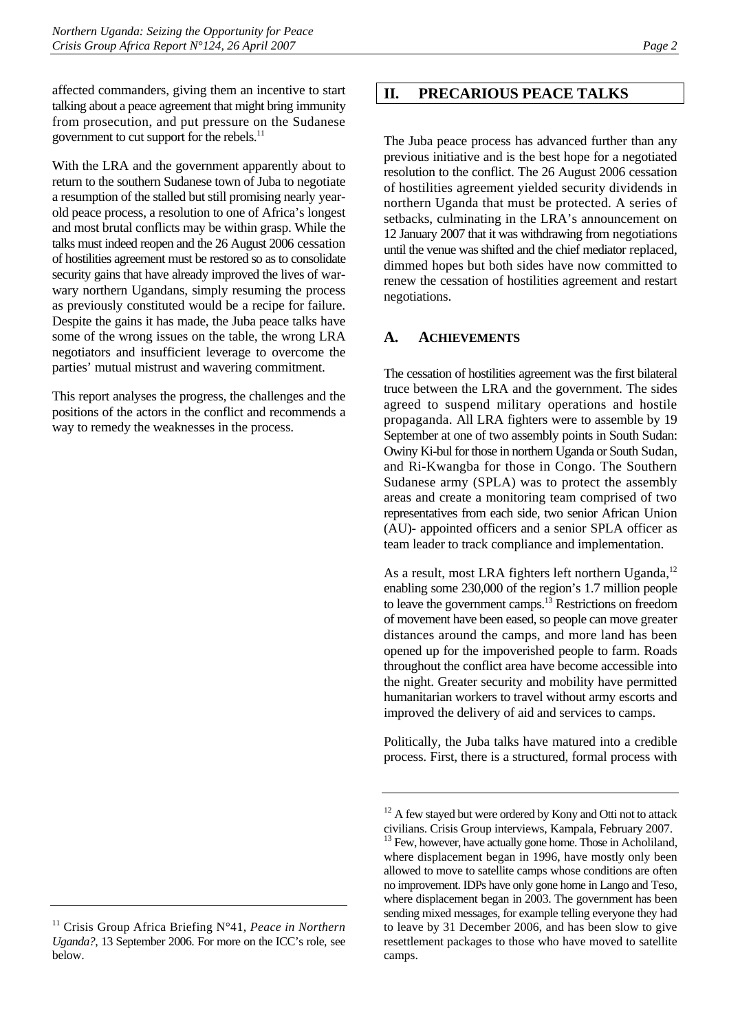affected commanders, giving them an incentive to start talking about a peace agreement that might bring immunity from prosecution, and put pressure on the Sudanese government to cut support for the rebels.[11]

With the LRA and the government apparently about to return to the southern Sudanese town of Juba to negotiate a resumption of the stalled but still promising nearly year-old peace process, a resolution to one of Africa's longest and most brutal conflicts may be within grasp. While the talks must indeed reopen and the 26 August 2006 cessation of hostilities agreement must be restored so as to consolidate security gains that have already improved the lives of war-wary northern Ugandans, simply resuming the process as previously constituted would be a recipe for failure. Despite the gains it has made, the Juba peace talks have some of the wrong issues on the table, the wrong LRA negotiators and insufficient leverage to overcome the parties' mutual mistrust and wavering commitment.

This report analyses the progress, the challenges and the positions of the actors in the conflict and recommends a way to remedy the weaknesses in the process.

## II. PRECARIOUS PEACE TALKS

The Juba peace process has advanced further than any previous initiative and is the best hope for a negotiated resolution to the conflict. The 26 August 2006 cessation of hostilities agreement yielded security dividends in northern Uganda that must be protected. A series of setbacks, culminating in the LRA's announcement on 12 January 2007 that it was withdrawing from negotiations until the venue was shifted and the chief mediator replaced, dimmed hopes but both sides have now committed to renew the cessation of hostilities agreement and restart negotiations.

### A. ACHIEVEMENTS

The cessation of hostilities agreement was the first bilateral truce between the LRA and the government. The sides agreed to suspend military operations and hostile propaganda. All LRA fighters were to assemble by 19 September at one of two assembly points in South Sudan: Owiny Ki-bul for those in northern Uganda or South Sudan, and Ri-Kwangba for those in Congo. The Southern Sudanese army (SPLA) was to protect the assembly areas and create a monitoring team comprised of two representatives from each side, two senior African Union (AU)- appointed officers and a senior SPLA officer as team leader to track compliance and implementation.

As a result, most LRA fighters left northern Uganda,[12] enabling some 230,000 of the region's 1.7 million people to leave the government camps.[13] Restrictions on freedom of movement have been eased, so people can move greater distances around the camps, and more land has been opened up for the impoverished people to farm. Roads throughout the conflict area have become accessible into the night. Greater security and mobility have permitted humanitarian workers to travel without army escorts and improved the delivery of aid and services to camps.

Politically, the Juba talks have matured into a credible process. First, there is a structured, formal process with

---

[11] Crisis Group Africa Briefing N°41, *Peace in Northern Uganda?*, 13 September 2006. For more on the ICC's role, see below.

[12] A few stayed but were ordered by Kony and Otti not to attack civilians. Crisis Group interviews, Kampala, February 2007.

[13] Few, however, have actually gone home. Those in Acholiland, where displacement began in 1996, have mostly only been allowed to move to satellite camps whose conditions are often no improvement. IDPs have only gone home in Lango and Teso, where displacement began in 2003. The government has been sending mixed messages, for example telling everyone they had to leave by 31 December 2006, and has been slow to give resettlement packages to those who have moved to satellite camps.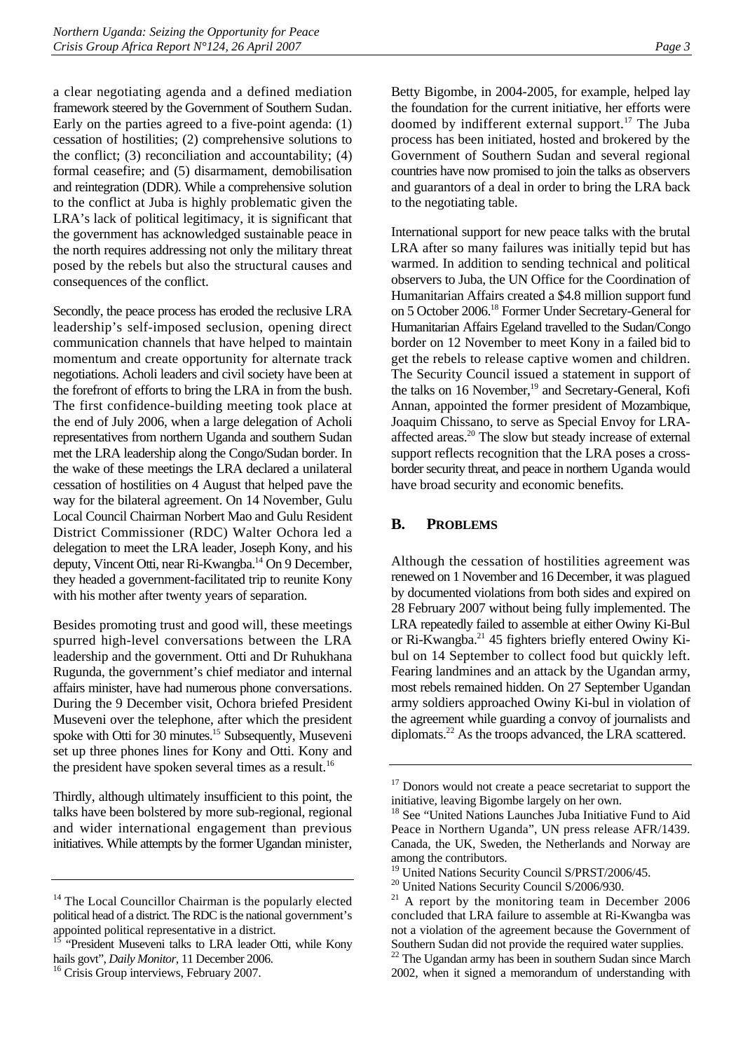a clear negotiating agenda and a defined mediation framework steered by the Government of Southern Sudan. Early on the parties agreed to a five-point agenda: (1) cessation of hostilities; (2) comprehensive solutions to the conflict; (3) reconciliation and accountability; (4) formal ceasefire; and (5) disarmament, demobilisation and reintegration (DDR). While a comprehensive solution to the conflict at Juba is highly problematic given the LRA's lack of political legitimacy, it is significant that the government has acknowledged sustainable peace in the north requires addressing not only the military threat posed by the rebels but also the structural causes and consequences of the conflict.

Secondly, the peace process has eroded the reclusive LRA leadership's self-imposed seclusion, opening direct communication channels that have helped to maintain momentum and create opportunity for alternate track negotiations. Acholi leaders and civil society have been at the forefront of efforts to bring the LRA in from the bush. The first confidence-building meeting took place at the end of July 2006, when a large delegation of Acholi representatives from northern Uganda and southern Sudan met the LRA leadership along the Congo/Sudan border. In the wake of these meetings the LRA declared a unilateral cessation of hostilities on 4 August that helped pave the way for the bilateral agreement. On 14 November, Gulu Local Council Chairman Norbert Mao and Gulu Resident District Commissioner (RDC) Walter Ochora led a delegation to meet the LRA leader, Joseph Kony, and his deputy, Vincent Otti, near Ri-Kwangba.[14] On 9 December, they headed a government-facilitated trip to reunite Kony with his mother after twenty years of separation.

Besides promoting trust and good will, these meetings spurred high-level conversations between the LRA leadership and the government. Otti and Dr Ruhukhana Rugunda, the government's chief mediator and internal affairs minister, have had numerous phone conversations. During the 9 December visit, Ochora briefed President Museveni over the telephone, after which the president spoke with Otti for 30 minutes.[15] Subsequently, Museveni set up three phones lines for Kony and Otti. Kony and the president have spoken several times as a result.[16]

Thirdly, although ultimately insufficient to this point, the talks have been bolstered by more sub-regional, regional and wider international engagement than previous initiatives. While attempts by the former Ugandan minister, Betty Bigombe, in 2004-2005, for example, helped lay the foundation for the current initiative, her efforts were doomed by indifferent external support.[17] The Juba process has been initiated, hosted and brokered by the Government of Southern Sudan and several regional countries have now promised to join the talks as observers and guarantors of a deal in order to bring the LRA back to the negotiating table.

International support for new peace talks with the brutal LRA after so many failures was initially tepid but has warmed. In addition to sending technical and political observers to Juba, the UN Office for the Coordination of Humanitarian Affairs created a $4.8 million support fund on 5 October 2006.[18] Former Under Secretary-General for Humanitarian Affairs Egeland travelled to the Sudan/Congo border on 12 November to meet Kony in a failed bid to get the rebels to release captive women and children. The Security Council issued a statement in support of the talks on 16 November,[19] and Secretary-General, Kofi Annan, appointed the former president of Mozambique, Joaquim Chissano, to serve as Special Envoy for LRA-affected areas.[20] The slow but steady increase of external support reflects recognition that the LRA poses a cross-border security threat, and peace in northern Uganda would have broad security and economic benefits.

## B. PROBLEMS

Although the cessation of hostilities agreement was renewed on 1 November and 16 December, it was plagued by documented violations from both sides and expired on 28 February 2007 without being fully implemented. The LRA repeatedly failed to assemble at either Owiny Ki-Bul or Ri-Kwangba.[21] 45 fighters briefly entered Owiny Ki-bul on 14 September to collect food but quickly left. Fearing landmines and an attack by the Ugandan army, most rebels remained hidden. On 27 September Ugandan army soldiers approached Owiny Ki-bul in violation of the agreement while guarding a convoy of journalists and diplomats.[22] As the troops advanced, the LRA scattered.

---

[14] The Local Councillor Chairman is the popularly elected political head of a district. The RDC is the national government's appointed political representative in a district.

[15] "President Museveni talks to LRA leader Otti, while Kony hails govt", *Daily Monitor*, 11 December 2006.

[16] Crisis Group interviews, February 2007.

[17] Donors would not create a peace secretariat to support the initiative, leaving Bigombe largely on her own.

[18] See "United Nations Launches Juba Initiative Fund to Aid Peace in Northern Uganda", UN press release AFR/1439. Canada, the UK, Sweden, the Netherlands and Norway are among the contributors.

[19] United Nations Security Council S/PRST/2006/45.

[20] United Nations Security Council S/2006/930.

[21] A report by the monitoring team in December 2006 concluded that LRA failure to assemble at Ri-Kwangba was not a violation of the agreement because the Government of Southern Sudan did not provide the required water supplies.

[22] The Ugandan army has been in southern Sudan since March 2002, when it signed a memorandum of understanding with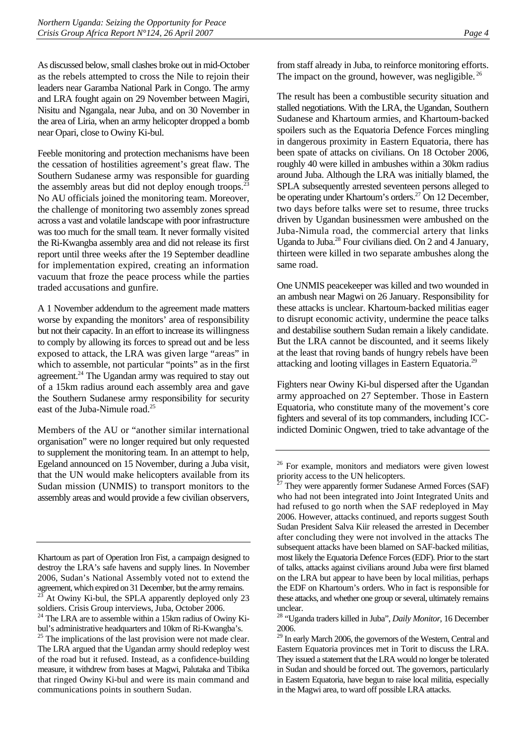As discussed below, small clashes broke out in mid-October as the rebels attempted to cross the Nile to rejoin their leaders near Garamba National Park in Congo. The army and LRA fought again on 29 November between Magiri, Nisitu and Ngangala, near Juba, and on 30 November in the area of Liria, when an army helicopter dropped a bomb near Opari, close to Owiny Ki-bul.

Feeble monitoring and protection mechanisms have been the cessation of hostilities agreement's great flaw. The Southern Sudanese army was responsible for guarding the assembly areas but did not deploy enough troops.[23] No AU officials joined the monitoring team. Moreover, the challenge of monitoring two assembly zones spread across a vast and volatile landscape with poor infrastructure was too much for the small team. It never formally visited the Ri-Kwangba assembly area and did not release its first report until three weeks after the 19 September deadline for implementation expired, creating an information vacuum that froze the peace process while the parties traded accusations and gunfire.

A 1 November addendum to the agreement made matters worse by expanding the monitors' area of responsibility but not their capacity. In an effort to increase its willingness to comply by allowing its forces to spread out and be less exposed to attack, the LRA was given large "areas" in which to assemble, not particular "points" as in the first agreement.[24] The Ugandan army was required to stay out of a 15km radius around each assembly area and gave the Southern Sudanese army responsibility for security east of the Juba-Nimule road.[25]

Members of the AU or "another similar international organisation" were no longer required but only requested to supplement the monitoring team. In an attempt to help, Egeland announced on 15 November, during a Juba visit, that the UN would make helicopters available from its Sudan mission (UNMIS) to transport monitors to the assembly areas and would provide a few civilian observers, from staff already in Juba, to reinforce monitoring efforts. The impact on the ground, however, was negligible.[26]

The result has been a combustible security situation and stalled negotiations. With the LRA, the Ugandan, Southern Sudanese and Khartoum armies, and Khartoum-backed spoilers such as the Equatoria Defence Forces mingling in dangerous proximity in Eastern Equatoria, there has been spate of attacks on civilians. On 18 October 2006, roughly 40 were killed in ambushes within a 30km radius around Juba. Although the LRA was initially blamed, the SPLA subsequently arrested seventeen persons alleged to be operating under Khartoum's orders.[27] On 12 December, two days before talks were set to resume, three trucks driven by Ugandan businessmen were ambushed on the Juba-Nimula road, the commercial artery that links Uganda to Juba.[28] Four civilians died. On 2 and 4 January, thirteen were killed in two separate ambushes along the same road.

One UNMIS peacekeeper was killed and two wounded in an ambush near Magwi on 26 January. Responsibility for these attacks is unclear. Khartoum-backed militias eager to disrupt economic activity, undermine the peace talks and destabilise southern Sudan remain a likely candidate. But the LRA cannot be discounted, and it seems likely at the least that roving bands of hungry rebels have been attacking and looting villages in Eastern Equatoria.[29]

Fighters near Owiny Ki-bul dispersed after the Ugandan army approached on 27 September. Those in Eastern Equatoria, who constitute many of the movement's core fighters and several of its top commanders, including ICC-indicted Dominic Ongwen, tried to take advantage of the

---

Khartoum as part of Operation Iron Fist, a campaign designed to destroy the LRA's safe havens and supply lines. In November 2006, Sudan's National Assembly voted not to extend the agreement, which expired on 31 December, but the army remains.

[23] At Owiny Ki-bul, the SPLA apparently deployed only 23 soldiers. Crisis Group interviews, Juba, October 2006.

[24] The LRA are to assemble within a 15km radius of Owiny Ki-bul's administrative headquarters and 10km of Ri-Kwangba's.

[25] The implications of the last provision were not made clear. The LRA argued that the Ugandan army should redeploy west of the road but it refused. Instead, as a confidence-building measure, it withdrew from bases at Magwi, Palutaka and Tibika that ringed Owiny Ki-bul and were its main command and communications points in southern Sudan.

[26] For example, monitors and mediators were given lowest priority access to the UN helicopters.

[27] They were apparently former Sudanese Armed Forces (SAF) who had not been integrated into Joint Integrated Units and had refused to go north when the SAF redeployed in May 2006. However, attacks continued, and reports suggest South Sudan President Salva Kiir released the arrested in December after concluding they were not involved in the attacks The subsequent attacks have been blamed on SAF-backed militias, most likely the Equatoria Defence Forces (EDF). Prior to the start of talks, attacks against civilians around Juba were first blamed on the LRA but appear to have been by local militias, perhaps the EDF on Khartoum's orders. Who in fact is responsible for these attacks, and whether one group or several, ultimately remains unclear.

[28] "Uganda traders killed in Juba", *Daily Monitor*, 16 December 2006.

[29] In early March 2006, the governors of the Western, Central and Eastern Equatoria provinces met in Torit to discuss the LRA. They issued a statement that the LRA would no longer be tolerated in Sudan and should be forced out. The governors, particularly in Eastern Equatoria, have begun to raise local militia, especially in the Magwi area, to ward off possible LRA attacks.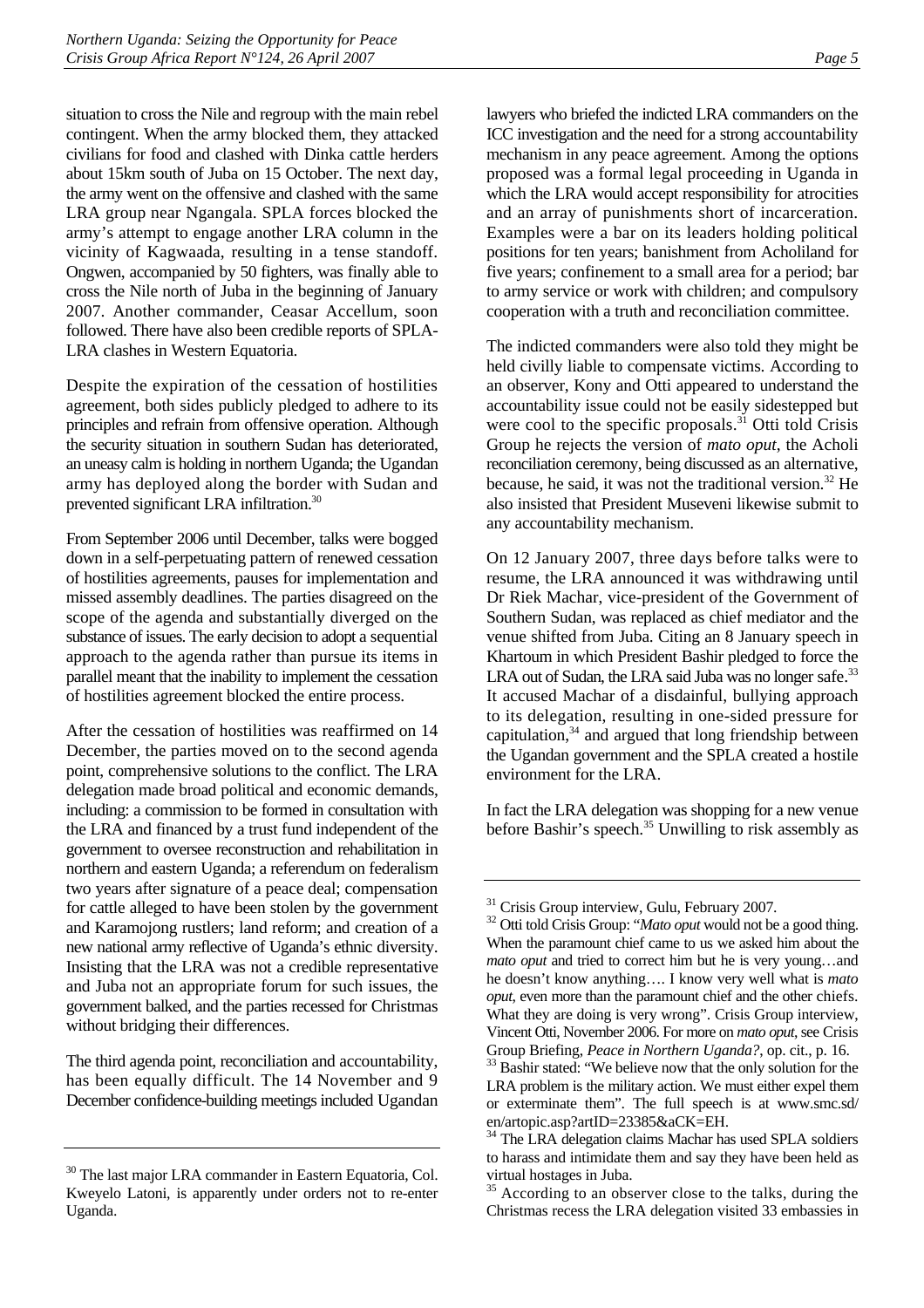situation to cross the Nile and regroup with the main rebel contingent. When the army blocked them, they attacked civilians for food and clashed with Dinka cattle herders about 15km south of Juba on 15 October. The next day, the army went on the offensive and clashed with the same LRA group near Ngangala. SPLA forces blocked the army's attempt to engage another LRA column in the vicinity of Kagwaada, resulting in a tense standoff. Ongwen, accompanied by 50 fighters, was finally able to cross the Nile north of Juba in the beginning of January 2007. Another commander, Ceasar Accellum, soon followed. There have also been credible reports of SPLA-LRA clashes in Western Equatoria.

Despite the expiration of the cessation of hostilities agreement, both sides publicly pledged to adhere to its principles and refrain from offensive operation. Although the security situation in southern Sudan has deteriorated, an uneasy calm is holding in northern Uganda; the Ugandan army has deployed along the border with Sudan and prevented significant LRA infiltration.[30]

From September 2006 until December, talks were bogged down in a self-perpetuating pattern of renewed cessation of hostilities agreements, pauses for implementation and missed assembly deadlines. The parties disagreed on the scope of the agenda and substantially diverged on the substance of issues. The early decision to adopt a sequential approach to the agenda rather than pursue its items in parallel meant that the inability to implement the cessation of hostilities agreement blocked the entire process.

After the cessation of hostilities was reaffirmed on 14 December, the parties moved on to the second agenda point, comprehensive solutions to the conflict. The LRA delegation made broad political and economic demands, including: a commission to be formed in consultation with the LRA and financed by a trust fund independent of the government to oversee reconstruction and rehabilitation in northern and eastern Uganda; a referendum on federalism two years after signature of a peace deal; compensation for cattle alleged to have been stolen by the government and Karamojong rustlers; land reform; and creation of a new national army reflective of Uganda's ethnic diversity. Insisting that the LRA was not a credible representative and Juba not an appropriate forum for such issues, the government balked, and the parties recessed for Christmas without bridging their differences.

The third agenda point, reconciliation and accountability, has been equally difficult. The 14 November and 9 December confidence-building meetings included Ugandan lawyers who briefed the indicted LRA commanders on the ICC investigation and the need for a strong accountability mechanism in any peace agreement. Among the options proposed was a formal legal proceeding in Uganda in which the LRA would accept responsibility for atrocities and an array of punishments short of incarceration. Examples were a bar on its leaders holding political positions for ten years; banishment from Acholiland for five years; confinement to a small area for a period; bar to army service or work with children; and compulsory cooperation with a truth and reconciliation committee.

The indicted commanders were also told they might be held civilly liable to compensate victims. According to an observer, Kony and Otti appeared to understand the accountability issue could not be easily sidestepped but were cool to the specific proposals.[31] Otti told Crisis Group he rejects the version of *mato oput*, the Acholi reconciliation ceremony, being discussed as an alternative, because, he said, it was not the traditional version.[32] He also insisted that President Museveni likewise submit to any accountability mechanism.

On 12 January 2007, three days before talks were to resume, the LRA announced it was withdrawing until Dr Riek Machar, vice-president of the Government of Southern Sudan, was replaced as chief mediator and the venue shifted from Juba. Citing an 8 January speech in Khartoum in which President Bashir pledged to force the LRA out of Sudan, the LRA said Juba was no longer safe.[33] It accused Machar of a disdainful, bullying approach to its delegation, resulting in one-sided pressure for capitulation,[34] and argued that long friendship between the Ugandan government and the SPLA created a hostile environment for the LRA.

In fact the LRA delegation was shopping for a new venue before Bashir's speech.[35] Unwilling to risk assembly as

---

[30] The last major LRA commander in Eastern Equatoria, Col. Kweyelo Latoni, is apparently under orders not to re-enter Uganda.

[31] Crisis Group interview, Gulu, February 2007.

[32] Otti told Crisis Group: "*Mato oput* would not be a good thing. When the paramount chief came to us we asked him about the *mato oput* and tried to correct him but he is very young…and he doesn't know anything…. I know very well what is *mato oput*, even more than the paramount chief and the other chiefs. What they are doing is very wrong". Crisis Group interview, Vincent Otti, November 2006. For more on *mato oput*, see Crisis Group Briefing, *Peace in Northern Uganda?*, op. cit., p. 16.

[33] Bashir stated: "We believe now that the only solution for the LRA problem is the military action. We must either expel them or exterminate them". The full speech is at www.smc.sd/en/artopic.asp?artID=23385&aCK=EH.

[34] The LRA delegation claims Machar has used SPLA soldiers to harass and intimidate them and say they have been held as virtual hostages in Juba.

[35] According to an observer close to the talks, during the Christmas recess the LRA delegation visited 33 embassies in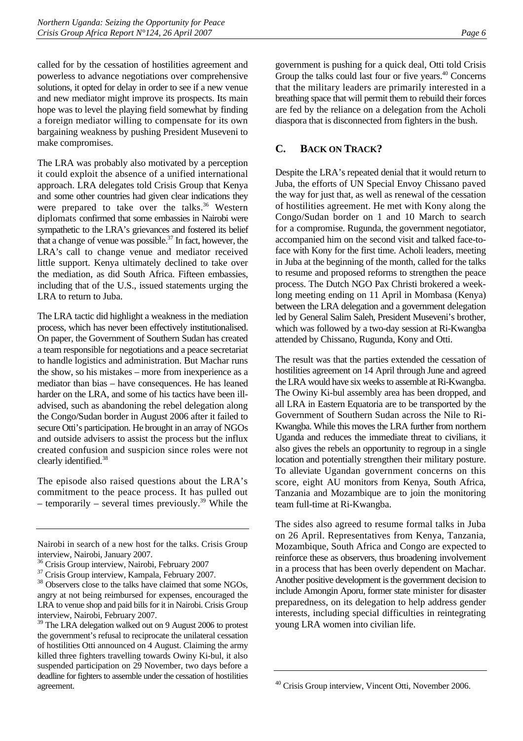called for by the cessation of hostilities agreement and powerless to advance negotiations over comprehensive solutions, it opted for delay in order to see if a new venue and new mediator might improve its prospects. Its main hope was to level the playing field somewhat by finding a foreign mediator willing to compensate for its own bargaining weakness by pushing President Museveni to make compromises.

The LRA was probably also motivated by a perception it could exploit the absence of a unified international approach. LRA delegates told Crisis Group that Kenya and some other countries had given clear indications they were prepared to take over the talks.[36] Western diplomats confirmed that some embassies in Nairobi were sympathetic to the LRA's grievances and fostered its belief that a change of venue was possible.[37] In fact, however, the LRA's call to change venue and mediator received little support. Kenya ultimately declined to take over the mediation, as did South Africa. Fifteen embassies, including that of the U.S., issued statements urging the LRA to return to Juba.

The LRA tactic did highlight a weakness in the mediation process, which has never been effectively institutionalised. On paper, the Government of Southern Sudan has created a team responsible for negotiations and a peace secretariat to handle logistics and administration. But Machar runs the show, so his mistakes – more from inexperience as a mediator than bias – have consequences. He has leaned harder on the LRA, and some of his tactics have been ill-advised, such as abandoning the rebel delegation along the Congo/Sudan border in August 2006 after it failed to secure Otti's participation. He brought in an array of NGOs and outside advisers to assist the process but the influx created confusion and suspicion since roles were not clearly identified.[38]

The episode also raised questions about the LRA's commitment to the peace process. It has pulled out – temporarily – several times previously.[39] While the government is pushing for a quick deal, Otti told Crisis Group the talks could last four or five years.[40] Concerns that the military leaders are primarily interested in a breathing space that will permit them to rebuild their forces are fed by the reliance on a delegation from the Acholi diaspora that is disconnected from fighters in the bush.

## C. BACK ON TRACK?

Despite the LRA's repeated denial that it would return to Juba, the efforts of UN Special Envoy Chissano paved the way for just that, as well as renewal of the cessation of hostilities agreement. He met with Kony along the Congo/Sudan border on 1 and 10 March to search for a compromise. Rugunda, the government negotiator, accompanied him on the second visit and talked face-to-face with Kony for the first time. Acholi leaders, meeting in Juba at the beginning of the month, called for the talks to resume and proposed reforms to strengthen the peace process. The Dutch NGO Pax Christi brokered a week-long meeting ending on 11 April in Mombasa (Kenya) between the LRA delegation and a government delegation led by General Salim Saleh, President Museveni's brother, which was followed by a two-day session at Ri-Kwangba attended by Chissano, Rugunda, Kony and Otti.

The result was that the parties extended the cessation of hostilities agreement on 14 April through June and agreed the LRA would have six weeks to assemble at Ri-Kwangba. The Owiny Ki-bul assembly area has been dropped, and all LRA in Eastern Equatoria are to be transported by the Government of Southern Sudan across the Nile to Ri-Kwangba. While this moves the LRA further from northern Uganda and reduces the immediate threat to civilians, it also gives the rebels an opportunity to regroup in a single location and potentially strengthen their military posture. To alleviate Ugandan government concerns on this score, eight AU monitors from Kenya, South Africa, Tanzania and Mozambique are to join the monitoring team full-time at Ri-Kwangba.

The sides also agreed to resume formal talks in Juba on 26 April. Representatives from Kenya, Tanzania, Mozambique, South Africa and Congo are expected to reinforce these as observers, thus broadening involvement in a process that has been overly dependent on Machar. Another positive development is the government decision to include Amongin Aporu, former state minister for disaster preparedness, on its delegation to help address gender interests, including special difficulties in reintegrating young LRA women into civilian life.

---

Nairobi in search of a new host for the talks. Crisis Group interview, Nairobi, January 2007.

[36] Crisis Group interview, Nairobi, February 2007

[37] Crisis Group interview, Kampala, February 2007.

[38] Observers close to the talks have claimed that some NGOs, angry at not being reimbursed for expenses, encouraged the LRA to venue shop and paid bills for it in Nairobi. Crisis Group interview, Nairobi, February 2007.

[39] The LRA delegation walked out on 9 August 2006 to protest the government's refusal to reciprocate the unilateral cessation of hostilities Otti announced on 4 August. Claiming the army killed three fighters travelling towards Owiny Ki-bul, it also suspended participation on 29 November, two days before a deadline for fighters to assemble under the cessation of hostilities agreement.

[40] Crisis Group interview, Vincent Otti, November 2006.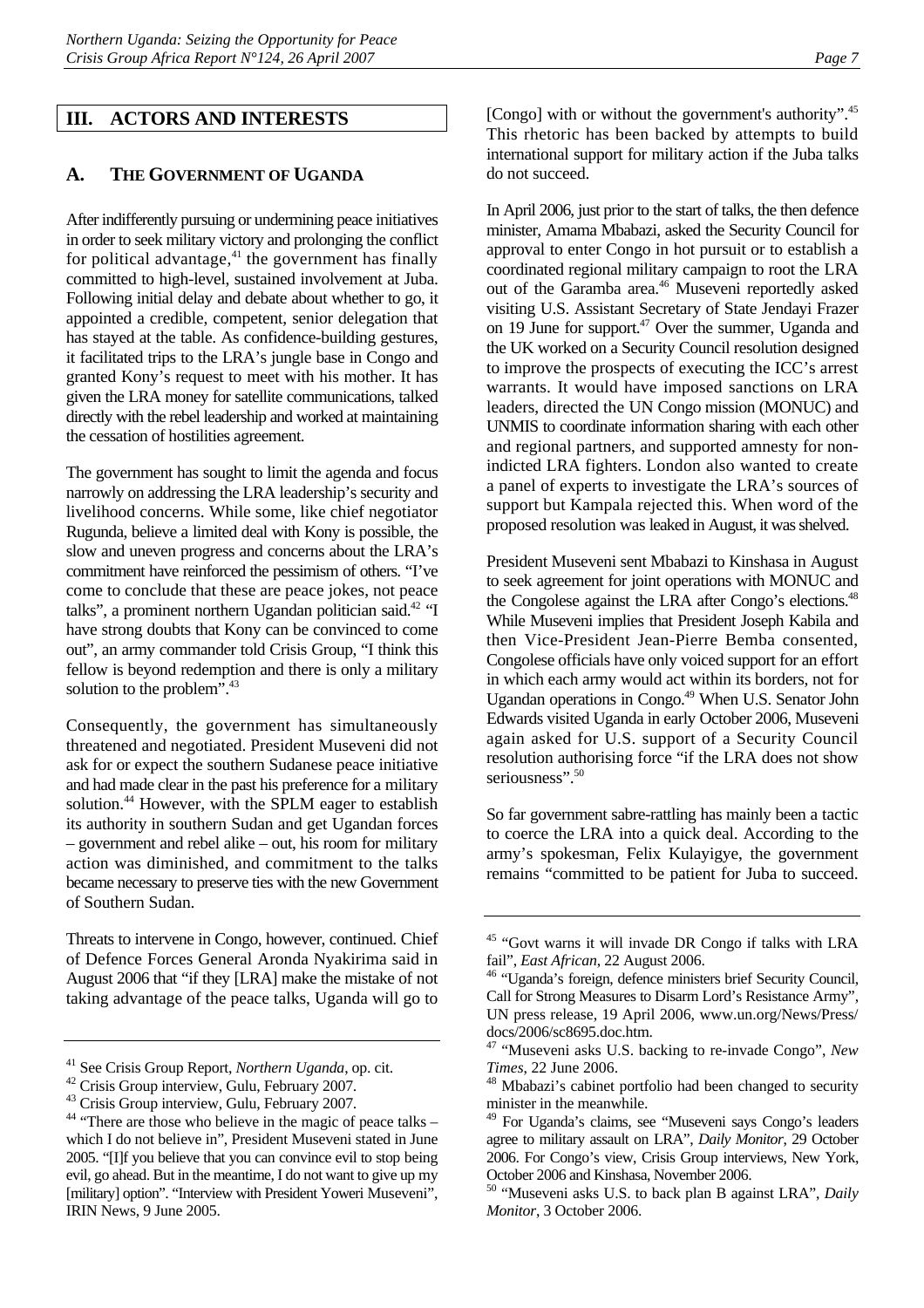## III. ACTORS AND INTERESTS

### A. THE GOVERNMENT OF UGANDA

After indifferently pursuing or undermining peace initiatives in order to seek military victory and prolonging the conflict for political advantage,[41] the government has finally committed to high-level, sustained involvement at Juba. Following initial delay and debate about whether to go, it appointed a credible, competent, senior delegation that has stayed at the table. As confidence-building gestures, it facilitated trips to the LRA's jungle base in Congo and granted Kony's request to meet with his mother. It has given the LRA money for satellite communications, talked directly with the rebel leadership and worked at maintaining the cessation of hostilities agreement.

The government has sought to limit the agenda and focus narrowly on addressing the LRA leadership's security and livelihood concerns. While some, like chief negotiator Rugunda, believe a limited deal with Kony is possible, the slow and uneven progress and concerns about the LRA's commitment have reinforced the pessimism of others. "I've come to conclude that these are peace jokes, not peace talks", a prominent northern Ugandan politician said.[42] "I have strong doubts that Kony can be convinced to come out", an army commander told Crisis Group, "I think this fellow is beyond redemption and there is only a military solution to the problem".[43]

Consequently, the government has simultaneously threatened and negotiated. President Museveni did not ask for or expect the southern Sudanese peace initiative and had made clear in the past his preference for a military solution.[44] However, with the SPLM eager to establish its authority in southern Sudan and get Ugandan forces – government and rebel alike – out, his room for military action was diminished, and commitment to the talks became necessary to preserve ties with the new Government of Southern Sudan.

Threats to intervene in Congo, however, continued. Chief of Defence Forces General Aronda Nyakirima said in August 2006 that "if they [LRA] make the mistake of not taking advantage of the peace talks, Uganda will go to [Congo] with or without the government's authority".[45] This rhetoric has been backed by attempts to build international support for military action if the Juba talks do not succeed.

In April 2006, just prior to the start of talks, the then defence minister, Amama Mbabazi, asked the Security Council for approval to enter Congo in hot pursuit or to establish a coordinated regional military campaign to root the LRA out of the Garamba area.[46] Museveni reportedly asked visiting U.S. Assistant Secretary of State Jendayi Frazer on 19 June for support.[47] Over the summer, Uganda and the UK worked on a Security Council resolution designed to improve the prospects of executing the ICC's arrest warrants. It would have imposed sanctions on LRA leaders, directed the UN Congo mission (MONUC) and UNMIS to coordinate information sharing with each other and regional partners, and supported amnesty for non-indicted LRA fighters. London also wanted to create a panel of experts to investigate the LRA's sources of support but Kampala rejected this. When word of the proposed resolution was leaked in August, it was shelved.

President Museveni sent Mbabazi to Kinshasa in August to seek agreement for joint operations with MONUC and the Congolese against the LRA after Congo's elections.[48] While Museveni implies that President Joseph Kabila and then Vice-President Jean-Pierre Bemba consented, Congolese officials have only voiced support for an effort in which each army would act within its borders, not for Ugandan operations in Congo.[49] When U.S. Senator John Edwards visited Uganda in early October 2006, Museveni again asked for U.S. support of a Security Council resolution authorising force "if the LRA does not show seriousness".[50]

So far government sabre-rattling has mainly been a tactic to coerce the LRA into a quick deal. According to the army's spokesman, Felix Kulayigye, the government remains "committed to be patient for Juba to succeed.

---

[41] See Crisis Group Report, *Northern Uganda*, op. cit.

[42] Crisis Group interview, Gulu, February 2007.

[43] Crisis Group interview, Gulu, February 2007.

[44] "There are those who believe in the magic of peace talks – which I do not believe in", President Museveni stated in June 2005. "[I]f you believe that you can convince evil to stop being evil, go ahead. But in the meantime, I do not want to give up my [military] option". "Interview with President Yoweri Museveni", IRIN News, 9 June 2005.

[45] "Govt warns it will invade DR Congo if talks with LRA fail", *East African*, 22 August 2006.

[46] "Uganda's foreign, defence ministers brief Security Council, Call for Strong Measures to Disarm Lord's Resistance Army", UN press release, 19 April 2006, www.un.org/News/Press/docs/2006/sc8695.doc.htm.

[47] "Museveni asks U.S. backing to re-invade Congo", *New Times*, 22 June 2006.

[48] Mbabazi's cabinet portfolio had been changed to security minister in the meanwhile.

[49] For Uganda's claims, see "Museveni says Congo's leaders agree to military assault on LRA", *Daily Monitor*, 29 October 2006. For Congo's view, Crisis Group interviews, New York, October 2006 and Kinshasa, November 2006.

[50] "Museveni asks U.S. to back plan B against LRA", *Daily Monitor*, 3 October 2006.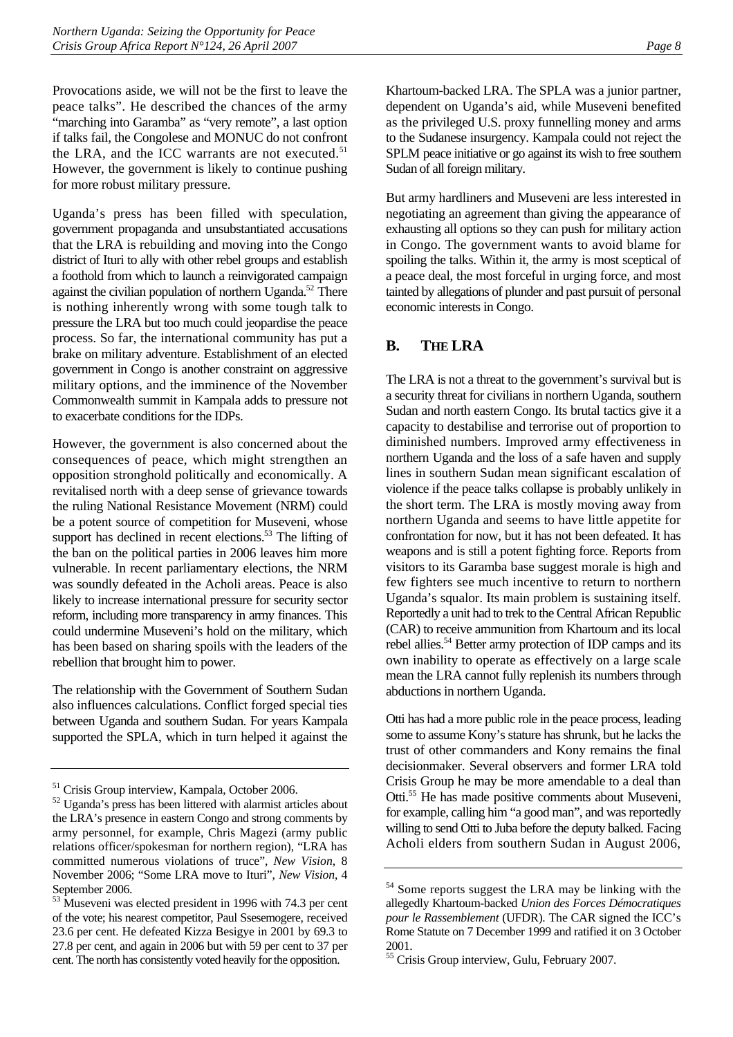Provocations aside, we will not be the first to leave the peace talks". He described the chances of the army "marching into Garamba" as "very remote", a last option if talks fail, the Congolese and MONUC do not confront the LRA, and the ICC warrants are not executed.[51] However, the government is likely to continue pushing for more robust military pressure.

Uganda's press has been filled with speculation, government propaganda and unsubstantiated accusations that the LRA is rebuilding and moving into the Congo district of Ituri to ally with other rebel groups and establish a foothold from which to launch a reinvigorated campaign against the civilian population of northern Uganda.[52] There is nothing inherently wrong with some tough talk to pressure the LRA but too much could jeopardise the peace process. So far, the international community has put a brake on military adventure. Establishment of an elected government in Congo is another constraint on aggressive military options, and the imminence of the November Commonwealth summit in Kampala adds to pressure not to exacerbate conditions for the IDPs.

However, the government is also concerned about the consequences of peace, which might strengthen an opposition stronghold politically and economically. A revitalised north with a deep sense of grievance towards the ruling National Resistance Movement (NRM) could be a potent source of competition for Museveni, whose support has declined in recent elections.[53] The lifting of the ban on the political parties in 2006 leaves him more vulnerable. In recent parliamentary elections, the NRM was soundly defeated in the Acholi areas. Peace is also likely to increase international pressure for security sector reform, including more transparency in army finances. This could undermine Museveni's hold on the military, which has been based on sharing spoils with the leaders of the rebellion that brought him to power.

The relationship with the Government of Southern Sudan also influences calculations. Conflict forged special ties between Uganda and southern Sudan. For years Kampala supported the SPLA, which in turn helped it against the Khartoum-backed LRA. The SPLA was a junior partner, dependent on Uganda's aid, while Museveni benefited as the privileged U.S. proxy funnelling money and arms to the Sudanese insurgency. Kampala could not reject the SPLM peace initiative or go against its wish to free southern Sudan of all foreign military.

But army hardliners and Museveni are less interested in negotiating an agreement than giving the appearance of exhausting all options so they can push for military action in Congo. The government wants to avoid blame for spoiling the talks. Within it, the army is most sceptical of a peace deal, the most forceful in urging force, and most tainted by allegations of plunder and past pursuit of personal economic interests in Congo.

## B. THE LRA

The LRA is not a threat to the government's survival but is a security threat for civilians in northern Uganda, southern Sudan and north eastern Congo. Its brutal tactics give it a capacity to destabilise and terrorise out of proportion to diminished numbers. Improved army effectiveness in northern Uganda and the loss of a safe haven and supply lines in southern Sudan mean significant escalation of violence if the peace talks collapse is probably unlikely in the short term. The LRA is mostly moving away from northern Uganda and seems to have little appetite for confrontation for now, but it has not been defeated. It has weapons and is still a potent fighting force. Reports from visitors to its Garamba base suggest morale is high and few fighters see much incentive to return to northern Uganda's squalor. Its main problem is sustaining itself. Reportedly a unit had to trek to the Central African Republic (CAR) to receive ammunition from Khartoum and its local rebel allies.[54] Better army protection of IDP camps and its own inability to operate as effectively on a large scale mean the LRA cannot fully replenish its numbers through abductions in northern Uganda.

Otti has had a more public role in the peace process, leading some to assume Kony's stature has shrunk, but he lacks the trust of other commanders and Kony remains the final decisionmaker. Several observers and former LRA told Crisis Group he may be more amendable to a deal than Otti.[55] He has made positive comments about Museveni, for example, calling him "a good man", and was reportedly willing to send Otti to Juba before the deputy balked. Facing Acholi elders from southern Sudan in August 2006,

---

[51] Crisis Group interview, Kampala, October 2006.

[52] Uganda's press has been littered with alarmist articles about the LRA's presence in eastern Congo and strong comments by army personnel, for example, Chris Magezi (army public relations officer/spokesman for northern region), "LRA has committed numerous violations of truce", *New Vision*, 8 November 2006; "Some LRA move to Ituri", *New Vision*, 4 September 2006.

[53] Museveni was elected president in 1996 with 74.3 per cent of the vote; his nearest competitor, Paul Ssesemogere, received 23.6 per cent. He defeated Kizza Besigye in 2001 by 69.3 to 27.8 per cent, and again in 2006 but with 59 per cent to 37 per cent. The north has consistently voted heavily for the opposition.

[54] Some reports suggest the LRA may be linking with the allegedly Khartoum-backed *Union des Forces Démocratiques pour le Rassemblement* (UFDR). The CAR signed the ICC's Rome Statute on 7 December 1999 and ratified it on 3 October 2001.

[55] Crisis Group interview, Gulu, February 2007.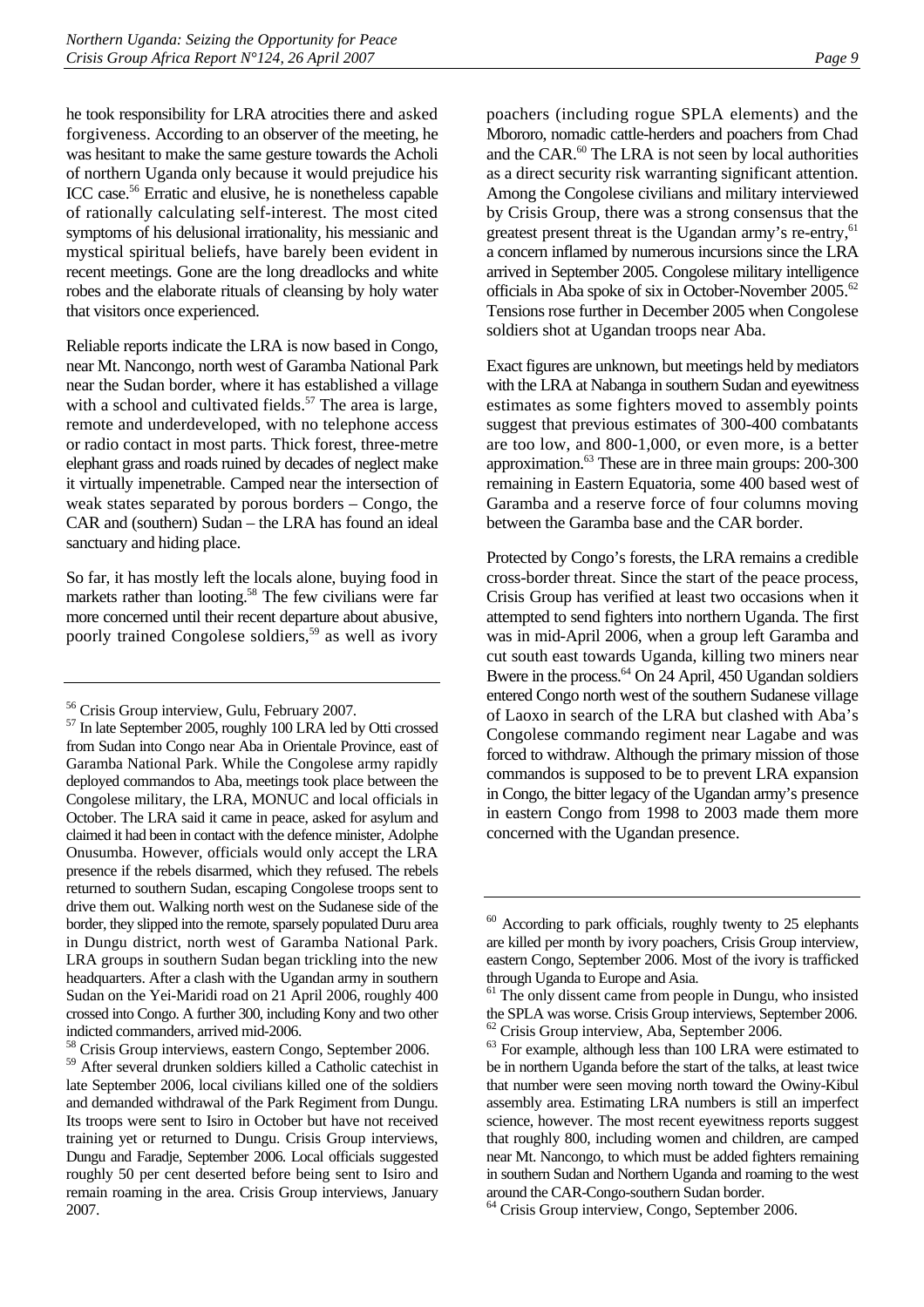he took responsibility for LRA atrocities there and asked forgiveness. According to an observer of the meeting, he was hesitant to make the same gesture towards the Acholi of northern Uganda only because it would prejudice his ICC case.[56] Erratic and elusive, he is nonetheless capable of rationally calculating self-interest. The most cited symptoms of his delusional irrationality, his messianic and mystical spiritual beliefs, have barely been evident in recent meetings. Gone are the long dreadlocks and white robes and the elaborate rituals of cleansing by holy water that visitors once experienced.

Reliable reports indicate the LRA is now based in Congo, near Mt. Nancongo, north west of Garamba National Park near the Sudan border, where it has established a village with a school and cultivated fields.[57] The area is large, remote and underdeveloped, with no telephone access or radio contact in most parts. Thick forest, three-metre elephant grass and roads ruined by decades of neglect make it virtually impenetrable. Camped near the intersection of weak states separated by porous borders – Congo, the CAR and (southern) Sudan – the LRA has found an ideal sanctuary and hiding place.

So far, it has mostly left the locals alone, buying food in markets rather than looting.[58] The few civilians were far more concerned until their recent departure about abusive, poorly trained Congolese soldiers,[59] as well as ivory poachers (including rogue SPLA elements) and the Mbororo, nomadic cattle-herders and poachers from Chad and the CAR.[60] The LRA is not seen by local authorities as a direct security risk warranting significant attention. Among the Congolese civilians and military interviewed by Crisis Group, there was a strong consensus that the greatest present threat is the Ugandan army's re-entry,[61] a concern inflamed by numerous incursions since the LRA arrived in September 2005. Congolese military intelligence officials in Aba spoke of six in October-November 2005.[62] Tensions rose further in December 2005 when Congolese soldiers shot at Ugandan troops near Aba.

Exact figures are unknown, but meetings held by mediators with the LRA at Nabanga in southern Sudan and eyewitness estimates as some fighters moved to assembly points suggest that previous estimates of 300-400 combatants are too low, and 800-1,000, or even more, is a better approximation.[63] These are in three main groups: 200-300 remaining in Eastern Equatoria, some 400 based west of Garamba and a reserve force of four columns moving between the Garamba base and the CAR border.

Protected by Congo's forests, the LRA remains a credible cross-border threat. Since the start of the peace process, Crisis Group has verified at least two occasions when it attempted to send fighters into northern Uganda. The first was in mid-April 2006, when a group left Garamba and cut south east towards Uganda, killing two miners near Bwere in the process.[64] On 24 April, 450 Ugandan soldiers entered Congo north west of the southern Sudanese village of Laoxo in search of the LRA but clashed with Aba's Congolese commando regiment near Lagabe and was forced to withdraw. Although the primary mission of those commandos is supposed to be to prevent LRA expansion in Congo, the bitter legacy of the Ugandan army's presence in eastern Congo from 1998 to 2003 made them more concerned with the Ugandan presence.

---

[56] Crisis Group interview, Gulu, February 2007.

[57] In late September 2005, roughly 100 LRA led by Otti crossed from Sudan into Congo near Aba in Orientale Province, east of Garamba National Park. While the Congolese army rapidly deployed commandos to Aba, meetings took place between the Congolese military, the LRA, MONUC and local officials in October. The LRA said it came in peace, asked for asylum and claimed it had been in contact with the defence minister, Adolphe Onusumba. However, officials would only accept the LRA presence if the rebels disarmed, which they refused. The rebels returned to southern Sudan, escaping Congolese troops sent to drive them out. Walking north west on the Sudanese side of the border, they slipped into the remote, sparsely populated Duru area in Dungu district, north west of Garamba National Park. LRA groups in southern Sudan began trickling into the new headquarters. After a clash with the Ugandan army in southern Sudan on the Yei-Maridi road on 21 April 2006, roughly 400 crossed into Congo. A further 300, including Kony and two other indicted commanders, arrived mid-2006.

[58] Crisis Group interviews, eastern Congo, September 2006.

[59] After several drunken soldiers killed a Catholic catechist in late September 2006, local civilians killed one of the soldiers and demanded withdrawal of the Park Regiment from Dungu. Its troops were sent to Isiro in October but have not received training yet or returned to Dungu. Crisis Group interviews, Dungu and Faradje, September 2006. Local officials suggested roughly 50 per cent deserted before being sent to Isiro and remain roaming in the area. Crisis Group interviews, January 2007.

[60] According to park officials, roughly twenty to 25 elephants are killed per month by ivory poachers, Crisis Group interview, eastern Congo, September 2006. Most of the ivory is trafficked through Uganda to Europe and Asia.

[61] The only dissent came from people in Dungu, who insisted the SPLA was worse. Crisis Group interviews, September 2006.

[62] Crisis Group interview, Aba, September 2006.

[63] For example, although less than 100 LRA were estimated to be in northern Uganda before the start of the talks, at least twice that number were seen moving north toward the Owiny-Kibul assembly area. Estimating LRA numbers is still an imperfect science, however. The most recent eyewitness reports suggest that roughly 800, including women and children, are camped near Mt. Nancongo, to which must be added fighters remaining in southern Sudan and Northern Uganda and roaming to the west around the CAR-Congo-southern Sudan border.

[64] Crisis Group interview, Congo, September 2006.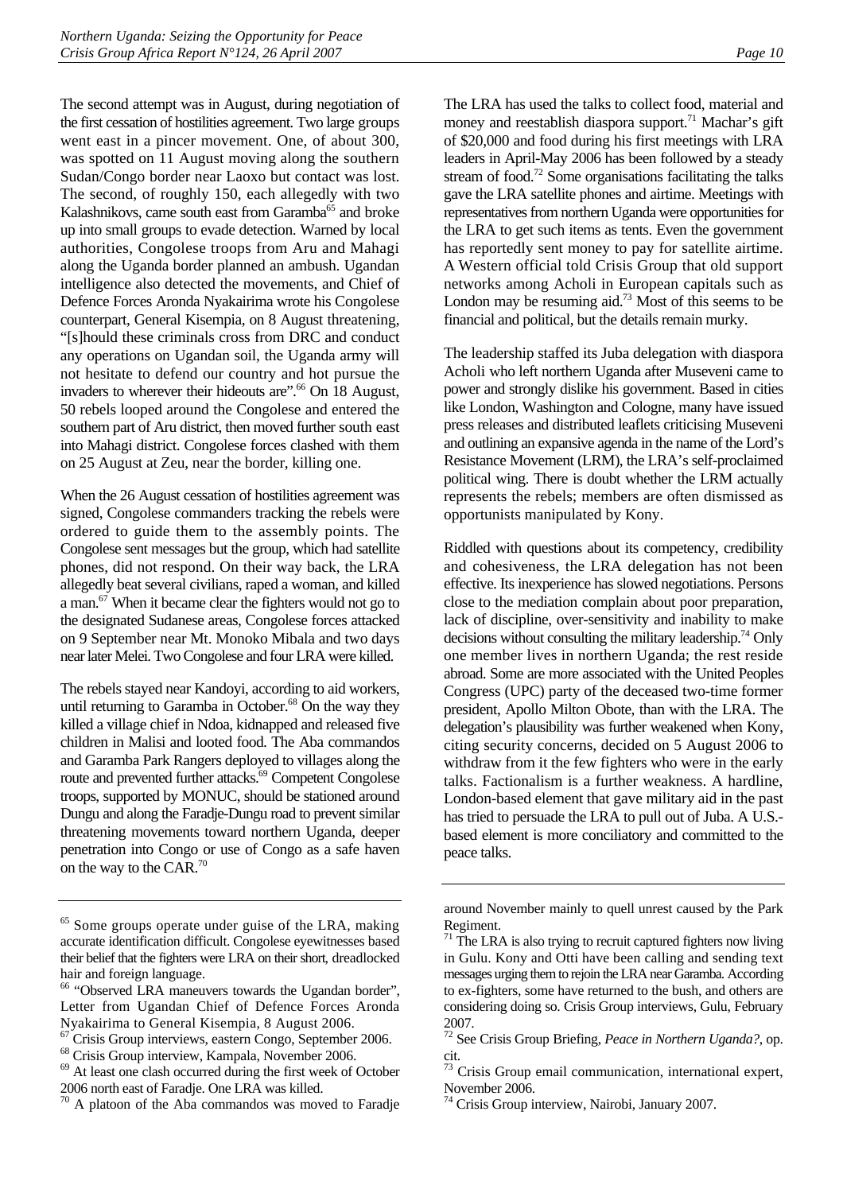The second attempt was in August, during negotiation of the first cessation of hostilities agreement. Two large groups went east in a pincer movement. One, of about 300, was spotted on 11 August moving along the southern Sudan/Congo border near Laoxo but contact was lost. The second, of roughly 150, each allegedly with two Kalashnikovs, came south east from Garamba[65] and broke up into small groups to evade detection. Warned by local authorities, Congolese troops from Aru and Mahagi along the Uganda border planned an ambush. Ugandan intelligence also detected the movements, and Chief of Defence Forces Aronda Nyakairima wrote his Congolese counterpart, General Kisempia, on 8 August threatening, "[s]hould these criminals cross from DRC and conduct any operations on Ugandan soil, the Uganda army will not hesitate to defend our country and hot pursue the invaders to wherever their hideouts are".[66] On 18 August, 50 rebels looped around the Congolese and entered the southern part of Aru district, then moved further south east into Mahagi district. Congolese forces clashed with them on 25 August at Zeu, near the border, killing one.

When the 26 August cessation of hostilities agreement was signed, Congolese commanders tracking the rebels were ordered to guide them to the assembly points. The Congolese sent messages but the group, which had satellite phones, did not respond. On their way back, the LRA allegedly beat several civilians, raped a woman, and killed a man.[67] When it became clear the fighters would not go to the designated Sudanese areas, Congolese forces attacked on 9 September near Mt. Monoko Mibala and two days near later Melei. Two Congolese and four LRA were killed.

The rebels stayed near Kandoyi, according to aid workers, until returning to Garamba in October.[68] On the way they killed a village chief in Ndoa, kidnapped and released five children in Malisi and looted food. The Aba commandos and Garamba Park Rangers deployed to villages along the route and prevented further attacks.[69] Competent Congolese troops, supported by MONUC, should be stationed around Dungu and along the Faradje-Dungu road to prevent similar threatening movements toward northern Uganda, deeper penetration into Congo or use of Congo as a safe haven on the way to the CAR.[70]

The LRA has used the talks to collect food, material and money and reestablish diaspora support.[71] Machar's gift of \$20,000 and food during his first meetings with LRA leaders in April-May 2006 has been followed by a steady stream of food.[72] Some organisations facilitating the talks gave the LRA satellite phones and airtime. Meetings with representatives from northern Uganda were opportunities for the LRA to get such items as tents. Even the government has reportedly sent money to pay for satellite airtime. A Western official told Crisis Group that old support networks among Acholi in European capitals such as London may be resuming aid.[73] Most of this seems to be financial and political, but the details remain murky.

The leadership staffed its Juba delegation with diaspora Acholi who left northern Uganda after Museveni came to power and strongly dislike his government. Based in cities like London, Washington and Cologne, many have issued press releases and distributed leaflets criticising Museveni and outlining an expansive agenda in the name of the Lord's Resistance Movement (LRM), the LRA's self-proclaimed political wing. There is doubt whether the LRM actually represents the rebels; members are often dismissed as opportunists manipulated by Kony.

Riddled with questions about its competency, credibility and cohesiveness, the LRA delegation has not been effective. Its inexperience has slowed negotiations. Persons close to the mediation complain about poor preparation, lack of discipline, over-sensitivity and inability to make decisions without consulting the military leadership.[74] Only one member lives in northern Uganda; the rest reside abroad. Some are more associated with the United Peoples Congress (UPC) party of the deceased two-time former president, Apollo Milton Obote, than with the LRA. The delegation's plausibility was further weakened when Kony, citing security concerns, decided on 5 August 2006 to withdraw from it the few fighters who were in the early talks. Factionalism is a further weakness. A hardline, London-based element that gave military aid in the past has tried to persuade the LRA to pull out of Juba. A U.S.-based element is more conciliatory and committed to the peace talks.

---

[65] Some groups operate under guise of the LRA, making accurate identification difficult. Congolese eyewitnesses based their belief that the fighters were LRA on their short, dreadlocked hair and foreign language.

[66] "Observed LRA maneuvers towards the Ugandan border", Letter from Ugandan Chief of Defence Forces Aronda Nyakairima to General Kisempia, 8 August 2006.

[67] Crisis Group interviews, eastern Congo, September 2006.

[68] Crisis Group interview, Kampala, November 2006.

[69] At least one clash occurred during the first week of October 2006 north east of Faradje. One LRA was killed.

[70] A platoon of the Aba commandos was moved to Faradje around November mainly to quell unrest caused by the Park Regiment.

[71] The LRA is also trying to recruit captured fighters now living in Gulu. Kony and Otti have been calling and sending text messages urging them to rejoin the LRA near Garamba. According to ex-fighters, some have returned to the bush, and others are considering doing so. Crisis Group interviews, Gulu, February 2007.

[72] See Crisis Group Briefing, *Peace in Northern Uganda?*, op. cit.

[73] Crisis Group email communication, international expert, November 2006.

[74] Crisis Group interview, Nairobi, January 2007.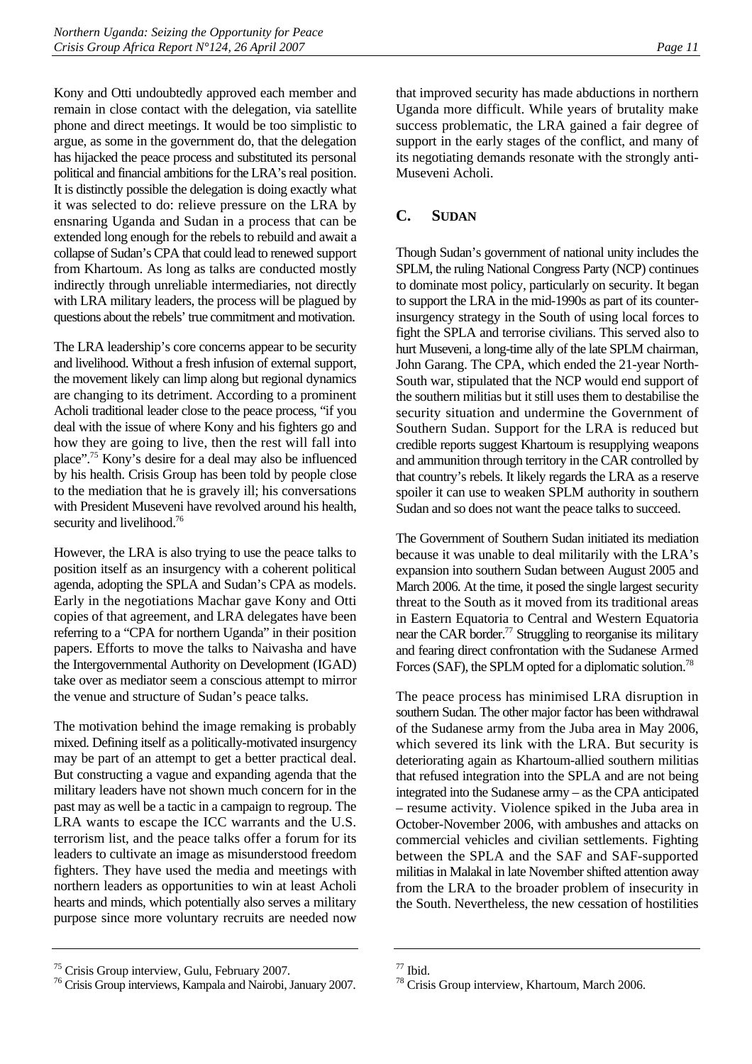Kony and Otti undoubtedly approved each member and remain in close contact with the delegation, via satellite phone and direct meetings. It would be too simplistic to argue, as some in the government do, that the delegation has hijacked the peace process and substituted its personal political and financial ambitions for the LRA's real position. It is distinctly possible the delegation is doing exactly what it was selected to do: relieve pressure on the LRA by ensnaring Uganda and Sudan in a process that can be extended long enough for the rebels to rebuild and await a collapse of Sudan's CPA that could lead to renewed support from Khartoum. As long as talks are conducted mostly indirectly through unreliable intermediaries, not directly with LRA military leaders, the process will be plagued by questions about the rebels' true commitment and motivation.

The LRA leadership's core concerns appear to be security and livelihood. Without a fresh infusion of external support, the movement likely can limp along but regional dynamics are changing to its detriment. According to a prominent Acholi traditional leader close to the peace process, "if you deal with the issue of where Kony and his fighters go and how they are going to live, then the rest will fall into place".[75] Kony's desire for a deal may also be influenced by his health. Crisis Group has been told by people close to the mediation that he is gravely ill; his conversations with President Museveni have revolved around his health, security and livelihood.[76]

However, the LRA is also trying to use the peace talks to position itself as an insurgency with a coherent political agenda, adopting the SPLA and Sudan's CPA as models. Early in the negotiations Machar gave Kony and Otti copies of that agreement, and LRA delegates have been referring to a "CPA for northern Uganda" in their position papers. Efforts to move the talks to Naivasha and have the Intergovernmental Authority on Development (IGAD) take over as mediator seem a conscious attempt to mirror the venue and structure of Sudan's peace talks.

The motivation behind the image remaking is probably mixed. Defining itself as a politically-motivated insurgency may be part of an attempt to get a better practical deal. But constructing a vague and expanding agenda that the military leaders have not shown much concern for in the past may as well be a tactic in a campaign to regroup. The LRA wants to escape the ICC warrants and the U.S. terrorism list, and the peace talks offer a forum for its leaders to cultivate an image as misunderstood freedom fighters. They have used the media and meetings with northern leaders as opportunities to win at least Acholi hearts and minds, which potentially also serves a military purpose since more voluntary recruits are needed now that improved security has made abductions in northern Uganda more difficult. While years of brutality make success problematic, the LRA gained a fair degree of support in the early stages of the conflict, and many of its negotiating demands resonate with the strongly anti-Museveni Acholi.

## C. SUDAN

Though Sudan's government of national unity includes the SPLM, the ruling National Congress Party (NCP) continues to dominate most policy, particularly on security. It began to support the LRA in the mid-1990s as part of its counter-insurgency strategy in the South of using local forces to fight the SPLA and terrorise civilians. This served also to hurt Museveni, a long-time ally of the late SPLM chairman, John Garang. The CPA, which ended the 21-year North-South war, stipulated that the NCP would end support of the southern militias but it still uses them to destabilise the security situation and undermine the Government of Southern Sudan. Support for the LRA is reduced but credible reports suggest Khartoum is resupplying weapons and ammunition through territory in the CAR controlled by that country's rebels. It likely regards the LRA as a reserve spoiler it can use to weaken SPLM authority in southern Sudan and so does not want the peace talks to succeed.

The Government of Southern Sudan initiated its mediation because it was unable to deal militarily with the LRA's expansion into southern Sudan between August 2005 and March 2006. At the time, it posed the single largest security threat to the South as it moved from its traditional areas in Eastern Equatoria to Central and Western Equatoria near the CAR border.[77] Struggling to reorganise its military and fearing direct confrontation with the Sudanese Armed Forces (SAF), the SPLM opted for a diplomatic solution.[78]

The peace process has minimised LRA disruption in southern Sudan. The other major factor has been withdrawal of the Sudanese army from the Juba area in May 2006, which severed its link with the LRA. But security is deteriorating again as Khartoum-allied southern militias that refused integration into the SPLA and are not being integrated into the Sudanese army – as the CPA anticipated – resume activity. Violence spiked in the Juba area in October-November 2006, with ambushes and attacks on commercial vehicles and civilian settlements. Fighting between the SPLA and the SAF and SAF-supported militias in Malakal in late November shifted attention away from the LRA to the broader problem of insecurity in the South. Nevertheless, the new cessation of hostilities

---

[75] Crisis Group interview, Gulu, February 2007.

[76] Crisis Group interviews, Kampala and Nairobi, January 2007.

[77] Ibid.

[78] Crisis Group interview, Khartoum, March 2006.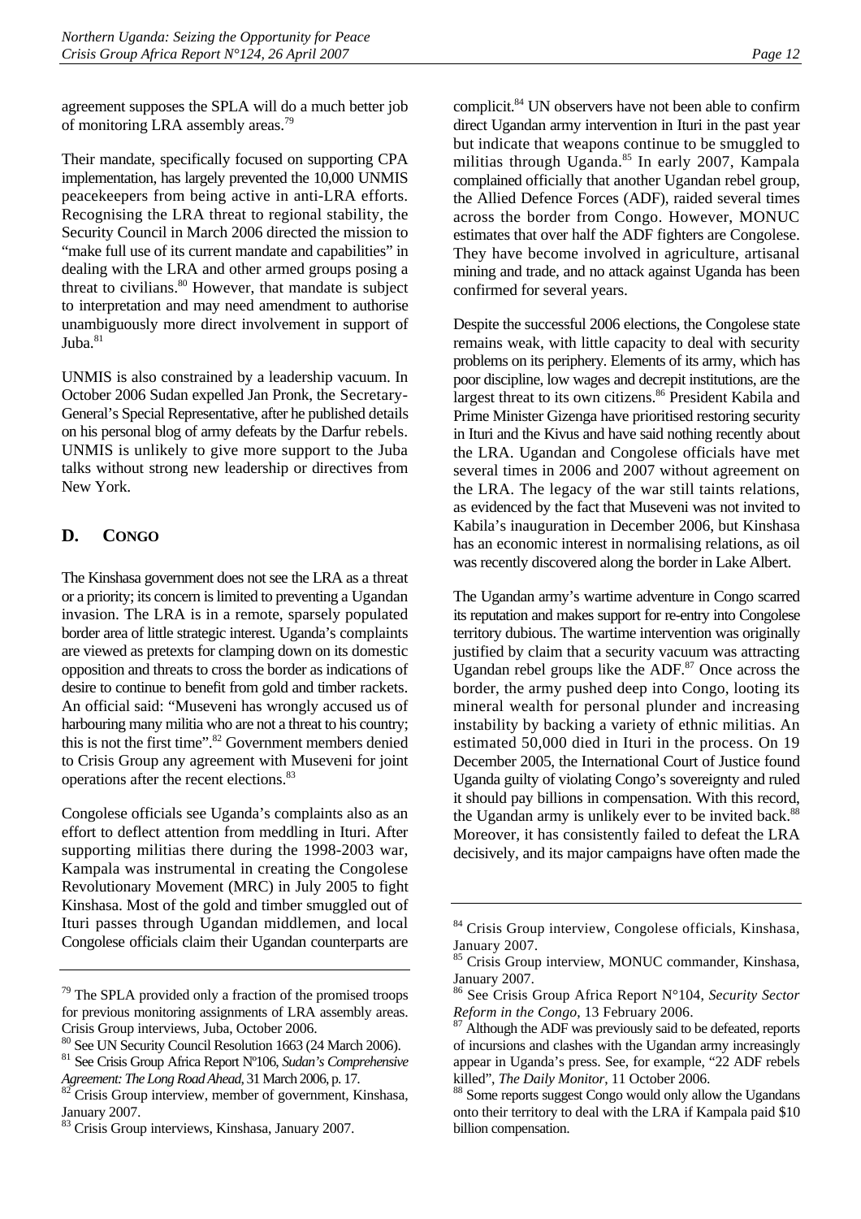agreement supposes the SPLA will do a much better job of monitoring LRA assembly areas.[79]

Their mandate, specifically focused on supporting CPA implementation, has largely prevented the 10,000 UNMIS peacekeepers from being active in anti-LRA efforts. Recognising the LRA threat to regional stability, the Security Council in March 2006 directed the mission to "make full use of its current mandate and capabilities" in dealing with the LRA and other armed groups posing a threat to civilians.[80] However, that mandate is subject to interpretation and may need amendment to authorise unambiguously more direct involvement in support of Juba.[81]

UNMIS is also constrained by a leadership vacuum. In October 2006 Sudan expelled Jan Pronk, the Secretary-General's Special Representative, after he published details on his personal blog of army defeats by the Darfur rebels. UNMIS is unlikely to give more support to the Juba talks without strong new leadership or directives from New York.

## D. Congo

The Kinshasa government does not see the LRA as a threat or a priority; its concern is limited to preventing a Ugandan invasion. The LRA is in a remote, sparsely populated border area of little strategic interest. Uganda's complaints are viewed as pretexts for clamping down on its domestic opposition and threats to cross the border as indications of desire to continue to benefit from gold and timber rackets. An official said: "Museveni has wrongly accused us of harbouring many militia who are not a threat to his country; this is not the first time".[82] Government members denied to Crisis Group any agreement with Museveni for joint operations after the recent elections.[83]

Congolese officials see Uganda's complaints also as an effort to deflect attention from meddling in Ituri. After supporting militias there during the 1998-2003 war, Kampala was instrumental in creating the Congolese Revolutionary Movement (MRC) in July 2005 to fight Kinshasa. Most of the gold and timber smuggled out of Ituri passes through Ugandan middlemen, and local Congolese officials claim their Ugandan counterparts are complicit.[84] UN observers have not been able to confirm direct Ugandan army intervention in Ituri in the past year but indicate that weapons continue to be smuggled to militias through Uganda.[85] In early 2007, Kampala complained officially that another Ugandan rebel group, the Allied Defence Forces (ADF), raided several times across the border from Congo. However, MONUC estimates that over half the ADF fighters are Congolese. They have become involved in agriculture, artisanal mining and trade, and no attack against Uganda has been confirmed for several years.

Despite the successful 2006 elections, the Congolese state remains weak, with little capacity to deal with security problems on its periphery. Elements of its army, which has poor discipline, low wages and decrepit institutions, are the largest threat to its own citizens.[86] President Kabila and Prime Minister Gizenga have prioritised restoring security in Ituri and the Kivus and have said nothing recently about the LRA. Ugandan and Congolese officials have met several times in 2006 and 2007 without agreement on the LRA. The legacy of the war still taints relations, as evidenced by the fact that Museveni was not invited to Kabila's inauguration in December 2006, but Kinshasa has an economic interest in normalising relations, as oil was recently discovered along the border in Lake Albert.

The Ugandan army's wartime adventure in Congo scarred its reputation and makes support for re-entry into Congolese territory dubious. The wartime intervention was originally justified by claim that a security vacuum was attracting Ugandan rebel groups like the ADF.[87] Once across the border, the army pushed deep into Congo, looting its mineral wealth for personal plunder and increasing instability by backing a variety of ethnic militias. An estimated 50,000 died in Ituri in the process. On 19 December 2005, the International Court of Justice found Uganda guilty of violating Congo's sovereignty and ruled it should pay billions in compensation. With this record, the Ugandan army is unlikely ever to be invited back.[88] Moreover, it has consistently failed to defeat the LRA decisively, and its major campaigns have often made the

---

[79] The SPLA provided only a fraction of the promised troops for previous monitoring assignments of LRA assembly areas. Crisis Group interviews, Juba, October 2006.

[80] See UN Security Council Resolution 1663 (24 March 2006).

[81] See Crisis Group Africa Report N°106, *Sudan's Comprehensive Agreement: The Long Road Ahead*, 31 March 2006, p. 17.

[82] Crisis Group interview, member of government, Kinshasa, January 2007.

[83] Crisis Group interviews, Kinshasa, January 2007.

[84] Crisis Group interview, Congolese officials, Kinshasa, January 2007.

[85] Crisis Group interview, MONUC commander, Kinshasa, January 2007.

[86] See Crisis Group Africa Report N°104, *Security Sector Reform in the Congo*, 13 February 2006.

[87] Although the ADF was previously said to be defeated, reports of incursions and clashes with the Ugandan army increasingly appear in Uganda's press. See, for example, "22 ADF rebels killed", *The Daily Monitor*, 11 October 2006.

[88] Some reports suggest Congo would only allow the Ugandans onto their territory to deal with the LRA if Kampala paid $10 billion compensation.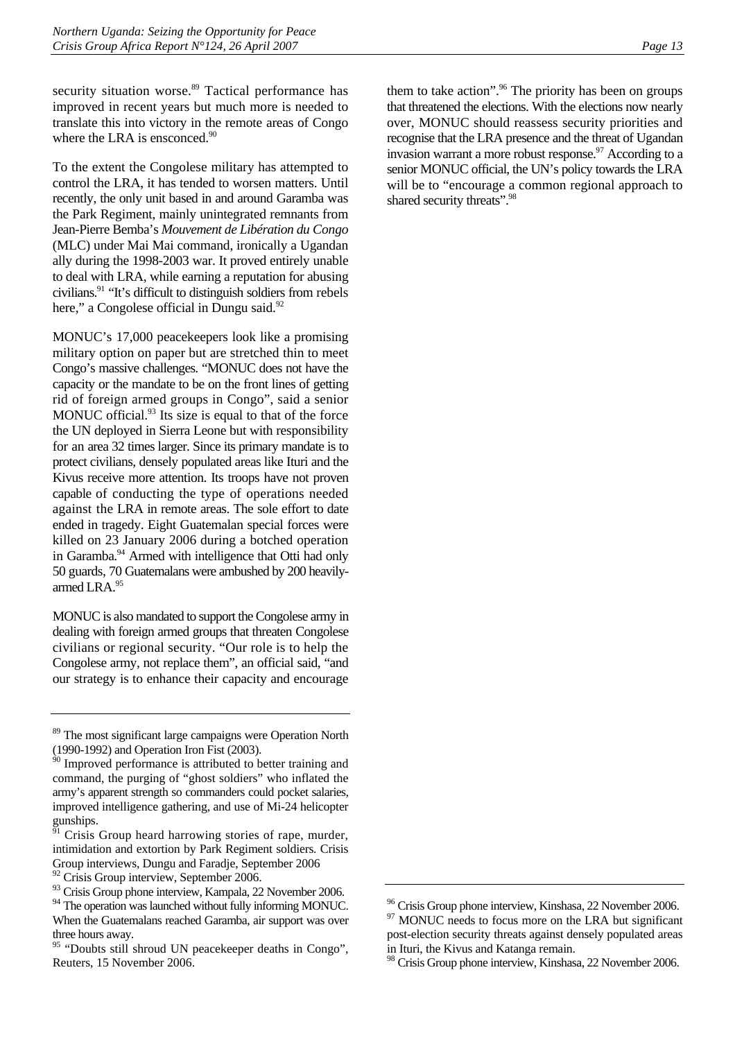security situation worse.[89] Tactical performance has improved in recent years but much more is needed to translate this into victory in the remote areas of Congo where the LRA is ensconced.[90]

To the extent the Congolese military has attempted to control the LRA, it has tended to worsen matters. Until recently, the only unit based in and around Garamba was the Park Regiment, mainly unintegrated remnants from Jean-Pierre Bemba's *Mouvement de Libération du Congo* (MLC) under Mai Mai command, ironically a Ugandan ally during the 1998-2003 war. It proved entirely unable to deal with LRA, while earning a reputation for abusing civilians.[91] "It's difficult to distinguish soldiers from rebels here," a Congolese official in Dungu said.[92]

MONUC's 17,000 peacekeepers look like a promising military option on paper but are stretched thin to meet Congo's massive challenges. "MONUC does not have the capacity or the mandate to be on the front lines of getting rid of foreign armed groups in Congo", said a senior MONUC official.[93] Its size is equal to that of the force the UN deployed in Sierra Leone but with responsibility for an area 32 times larger. Since its primary mandate is to protect civilians, densely populated areas like Ituri and the Kivus receive more attention. Its troops have not proven capable of conducting the type of operations needed against the LRA in remote areas. The sole effort to date ended in tragedy. Eight Guatemalan special forces were killed on 23 January 2006 during a botched operation in Garamba.[94] Armed with intelligence that Otti had only 50 guards, 70 Guatemalans were ambushed by 200 heavily-armed LRA.[95]

MONUC is also mandated to support the Congolese army in dealing with foreign armed groups that threaten Congolese civilians or regional security. "Our role is to help the Congolese army, not replace them", an official said, "and our strategy is to enhance their capacity and encourage them to take action".[96] The priority has been on groups that threatened the elections. With the elections now nearly over, MONUC should reassess security priorities and recognise that the LRA presence and the threat of Ugandan invasion warrant a more robust response.[97] According to a senior MONUC official, the UN's policy towards the LRA will be to "encourage a common regional approach to shared security threats".[98]

---

[89] The most significant large campaigns were Operation North (1990-1992) and Operation Iron Fist (2003).

[90] Improved performance is attributed to better training and command, the purging of "ghost soldiers" who inflated the army's apparent strength so commanders could pocket salaries, improved intelligence gathering, and use of Mi-24 helicopter gunships.

[91] Crisis Group heard harrowing stories of rape, murder, intimidation and extortion by Park Regiment soldiers. Crisis Group interviews, Dungu and Faradje, September 2006

[92] Crisis Group interview, September 2006.

[93] Crisis Group phone interview, Kampala, 22 November 2006.

[94] The operation was launched without fully informing MONUC. When the Guatemalans reached Garamba, air support was over three hours away.

[95] "Doubts still shroud UN peacekeeper deaths in Congo", Reuters, 15 November 2006.

[96] Crisis Group phone interview, Kinshasa, 22 November 2006.

[97] MONUC needs to focus more on the LRA but significant post-election security threats against densely populated areas in Ituri, the Kivus and Katanga remain.

[98] Crisis Group phone interview, Kinshasa, 22 November 2006.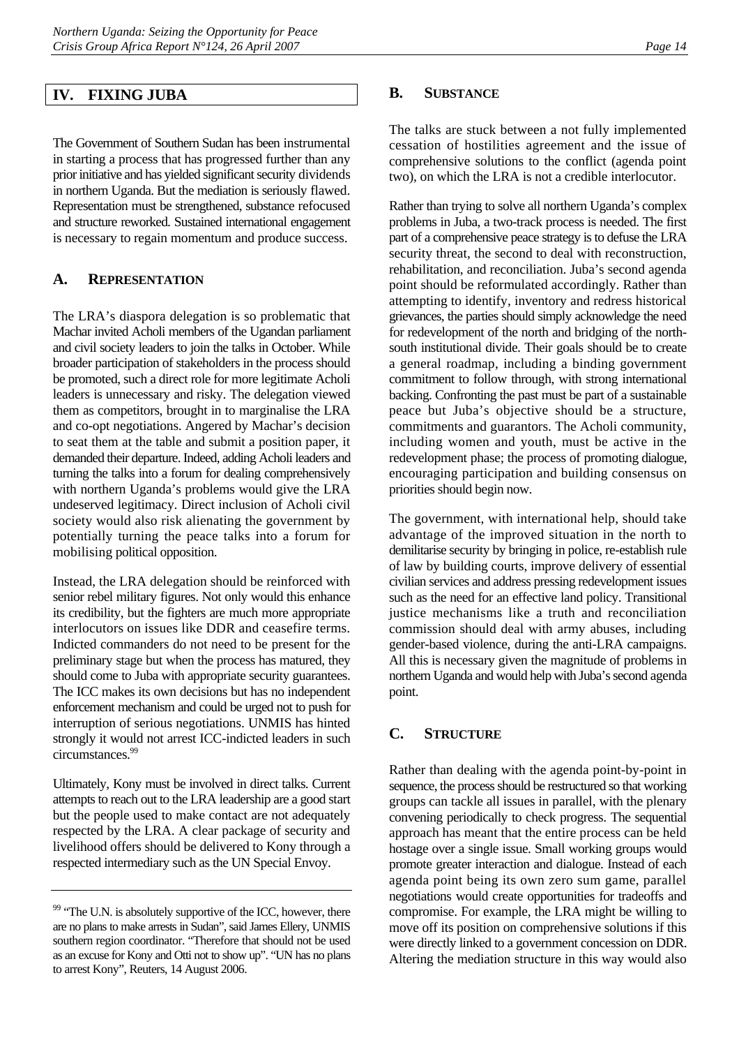## IV. FIXING JUBA

The Government of Southern Sudan has been instrumental in starting a process that has progressed further than any prior initiative and has yielded significant security dividends in northern Uganda. But the mediation is seriously flawed. Representation must be strengthened, substance refocused and structure reworked. Sustained international engagement is necessary to regain momentum and produce success.

### A. REPRESENTATION

The LRA's diaspora delegation is so problematic that Machar invited Acholi members of the Ugandan parliament and civil society leaders to join the talks in October. While broader participation of stakeholders in the process should be promoted, such a direct role for more legitimate Acholi leaders is unnecessary and risky. The delegation viewed them as competitors, brought in to marginalise the LRA and co-opt negotiations. Angered by Machar's decision to seat them at the table and submit a position paper, it demanded their departure. Indeed, adding Acholi leaders and turning the talks into a forum for dealing comprehensively with northern Uganda's problems would give the LRA undeserved legitimacy. Direct inclusion of Acholi civil society would also risk alienating the government by potentially turning the peace talks into a forum for mobilising political opposition.

Instead, the LRA delegation should be reinforced with senior rebel military figures. Not only would this enhance its credibility, but the fighters are much more appropriate interlocutors on issues like DDR and ceasefire terms. Indicted commanders do not need to be present for the preliminary stage but when the process has matured, they should come to Juba with appropriate security guarantees. The ICC makes its own decisions but has no independent enforcement mechanism and could be urged not to push for interruption of serious negotiations. UNMIS has hinted strongly it would not arrest ICC-indicted leaders in such circumstances.[99]

Ultimately, Kony must be involved in direct talks. Current attempts to reach out to the LRA leadership are a good start but the people used to make contact are not adequately respected by the LRA. A clear package of security and livelihood offers should be delivered to Kony through a respected intermediary such as the UN Special Envoy.

### B. SUBSTANCE

The talks are stuck between a not fully implemented cessation of hostilities agreement and the issue of comprehensive solutions to the conflict (agenda point two), on which the LRA is not a credible interlocutor.

Rather than trying to solve all northern Uganda's complex problems in Juba, a two-track process is needed. The first part of a comprehensive peace strategy is to defuse the LRA security threat, the second to deal with reconstruction, rehabilitation, and reconciliation. Juba's second agenda point should be reformulated accordingly. Rather than attempting to identify, inventory and redress historical grievances, the parties should simply acknowledge the need for redevelopment of the north and bridging of the north-south institutional divide. Their goals should be to create a general roadmap, including a binding government commitment to follow through, with strong international backing. Confronting the past must be part of a sustainable peace but Juba's objective should be a structure, commitments and guarantors. The Acholi community, including women and youth, must be active in the redevelopment phase; the process of promoting dialogue, encouraging participation and building consensus on priorities should begin now.

The government, with international help, should take advantage of the improved situation in the north to demilitarise security by bringing in police, re-establish rule of law by building courts, improve delivery of essential civilian services and address pressing redevelopment issues such as the need for an effective land policy. Transitional justice mechanisms like a truth and reconciliation commission should deal with army abuses, including gender-based violence, during the anti-LRA campaigns. All this is necessary given the magnitude of problems in northern Uganda and would help with Juba's second agenda point.

### C. STRUCTURE

Rather than dealing with the agenda point-by-point in sequence, the process should be restructured so that working groups can tackle all issues in parallel, with the plenary convening periodically to check progress. The sequential approach has meant that the entire process can be held hostage over a single issue. Small working groups would promote greater interaction and dialogue. Instead of each agenda point being its own zero sum game, parallel negotiations would create opportunities for tradeoffs and compromise. For example, the LRA might be willing to move off its position on comprehensive solutions if this were directly linked to a government concession on DDR. Altering the mediation structure in this way would also

---

[99] "The U.N. is absolutely supportive of the ICC, however, there are no plans to make arrests in Sudan", said James Ellery, UNMIS southern region coordinator. "Therefore that should not be used as an excuse for Kony and Otti not to show up". "UN has no plans to arrest Kony", Reuters, 14 August 2006.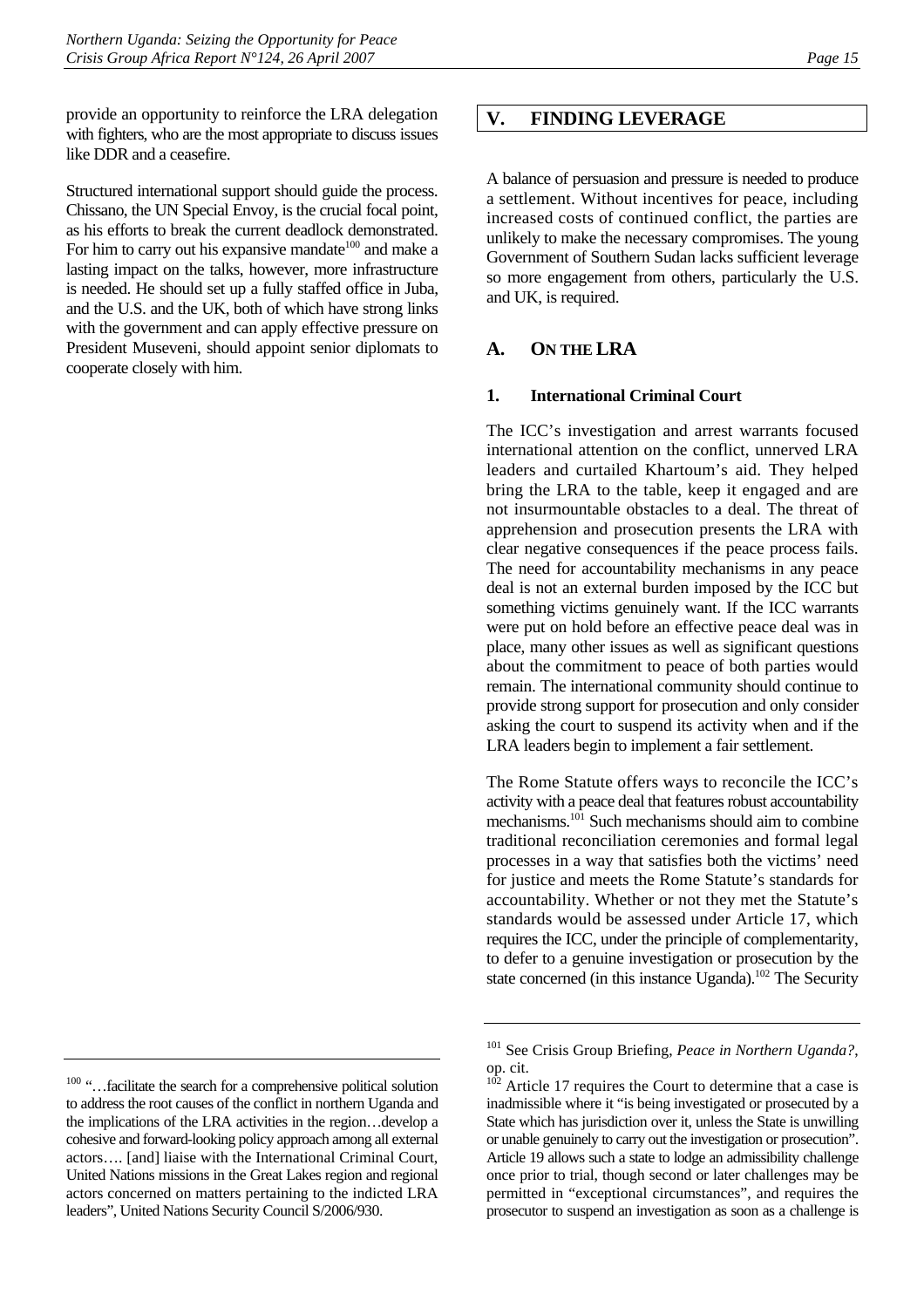provide an opportunity to reinforce the LRA delegation with fighters, who are the most appropriate to discuss issues like DDR and a ceasefire.

Structured international support should guide the process. Chissano, the UN Special Envoy, is the crucial focal point, as his efforts to break the current deadlock demonstrated. For him to carry out his expansive mandate[100] and make a lasting impact on the talks, however, more infrastructure is needed. He should set up a fully staffed office in Juba, and the U.S. and the UK, both of which have strong links with the government and can apply effective pressure on President Museveni, should appoint senior diplomats to cooperate closely with him.

# V. FINDING LEVERAGE

A balance of persuasion and pressure is needed to produce a settlement. Without incentives for peace, including increased costs of continued conflict, the parties are unlikely to make the necessary compromises. The young Government of Southern Sudan lacks sufficient leverage so more engagement from others, particularly the U.S. and UK, is required.

## A. ON THE LRA

### 1. International Criminal Court

The ICC's investigation and arrest warrants focused international attention on the conflict, unnerved LRA leaders and curtailed Khartoum's aid. They helped bring the LRA to the table, keep it engaged and are not insurmountable obstacles to a deal. The threat of apprehension and prosecution presents the LRA with clear negative consequences if the peace process fails. The need for accountability mechanisms in any peace deal is not an external burden imposed by the ICC but something victims genuinely want. If the ICC warrants were put on hold before an effective peace deal was in place, many other issues as well as significant questions about the commitment to peace of both parties would remain. The international community should continue to provide strong support for prosecution and only consider asking the court to suspend its activity when and if the LRA leaders begin to implement a fair settlement.

The Rome Statute offers ways to reconcile the ICC's activity with a peace deal that features robust accountability mechanisms.[101] Such mechanisms should aim to combine traditional reconciliation ceremonies and formal legal processes in a way that satisfies both the victims' need for justice and meets the Rome Statute's standards for accountability. Whether or not they met the Statute's standards would be assessed under Article 17, which requires the ICC, under the principle of complementarity, to defer to a genuine investigation or prosecution by the state concerned (in this instance Uganda).[102] The Security

---

[100] "…facilitate the search for a comprehensive political solution to address the root causes of the conflict in northern Uganda and the implications of the LRA activities in the region…develop a cohesive and forward-looking policy approach among all external actors…. [and] liaise with the International Criminal Court, United Nations missions in the Great Lakes region and regional actors concerned on matters pertaining to the indicted LRA leaders", United Nations Security Council S/2006/930.

[101] See Crisis Group Briefing, *Peace in Northern Uganda?*, op. cit.

[102] Article 17 requires the Court to determine that a case is inadmissible where it "is being investigated or prosecuted by a State which has jurisdiction over it, unless the State is unwilling or unable genuinely to carry out the investigation or prosecution". Article 19 allows such a state to lodge an admissibility challenge once prior to trial, though second or later challenges may be permitted in "exceptional circumstances", and requires the prosecutor to suspend an investigation as soon as a challenge is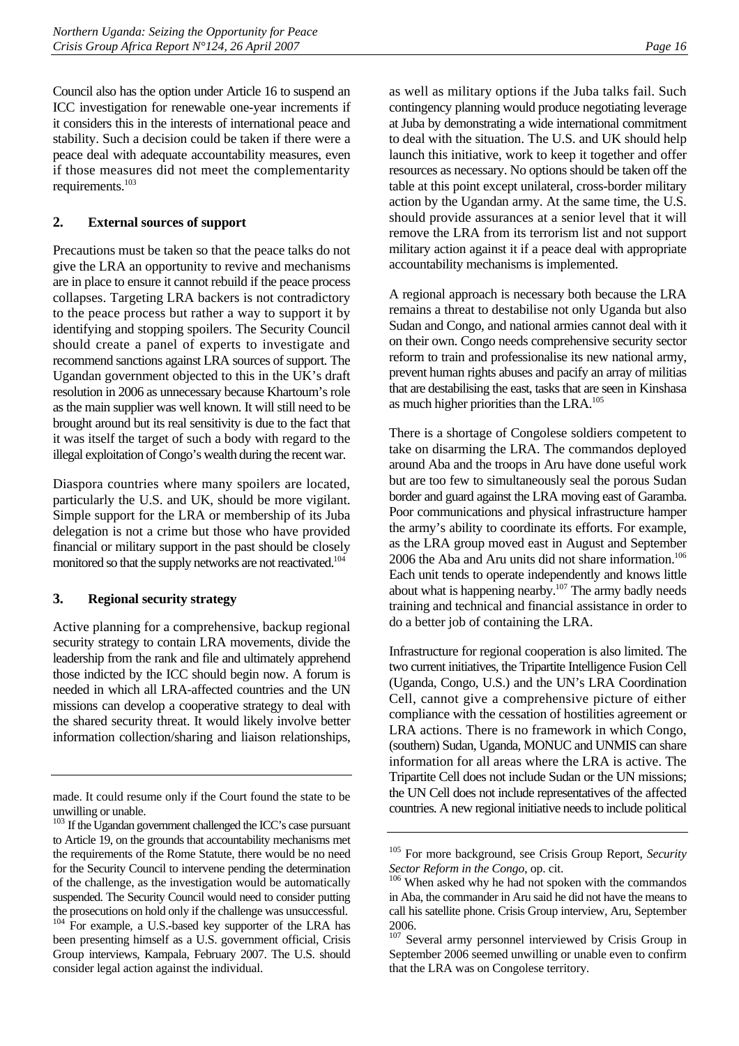Council also has the option under Article 16 to suspend an ICC investigation for renewable one-year increments if it considers this in the interests of international peace and stability. Such a decision could be taken if there were a peace deal with adequate accountability measures, even if those measures did not meet the complementarity requirements.[103]

### 2. External sources of support

Precautions must be taken so that the peace talks do not give the LRA an opportunity to revive and mechanisms are in place to ensure it cannot rebuild if the peace process collapses. Targeting LRA backers is not contradictory to the peace process but rather a way to support it by identifying and stopping spoilers. The Security Council should create a panel of experts to investigate and recommend sanctions against LRA sources of support. The Ugandan government objected to this in the UK's draft resolution in 2006 as unnecessary because Khartoum's role as the main supplier was well known. It will still need to be brought around but its real sensitivity is due to the fact that it was itself the target of such a body with regard to the illegal exploitation of Congo's wealth during the recent war.

Diaspora countries where many spoilers are located, particularly the U.S. and UK, should be more vigilant. Simple support for the LRA or membership of its Juba delegation is not a crime but those who have provided financial or military support in the past should be closely monitored so that the supply networks are not reactivated.[104]

### 3. Regional security strategy

Active planning for a comprehensive, backup regional security strategy to contain LRA movements, divide the leadership from the rank and file and ultimately apprehend those indicted by the ICC should begin now. A forum is needed in which all LRA-affected countries and the UN missions can develop a cooperative strategy to deal with the shared security threat. It would likely involve better information collection/sharing and liaison relationships, as well as military options if the Juba talks fail. Such contingency planning would produce negotiating leverage at Juba by demonstrating a wide international commitment to deal with the situation. The U.S. and UK should help launch this initiative, work to keep it together and offer resources as necessary. No options should be taken off the table at this point except unilateral, cross-border military action by the Ugandan army. At the same time, the U.S. should provide assurances at a senior level that it will remove the LRA from its terrorism list and not support military action against it if a peace deal with appropriate accountability mechanisms is implemented.

A regional approach is necessary both because the LRA remains a threat to destabilise not only Uganda but also Sudan and Congo, and national armies cannot deal with it on their own. Congo needs comprehensive security sector reform to train and professionalise its new national army, prevent human rights abuses and pacify an array of militias that are destabilising the east, tasks that are seen in Kinshasa as much higher priorities than the LRA.[105]

There is a shortage of Congolese soldiers competent to take on disarming the LRA. The commandos deployed around Aba and the troops in Aru have done useful work but are too few to simultaneously seal the porous Sudan border and guard against the LRA moving east of Garamba. Poor communications and physical infrastructure hamper the army's ability to coordinate its efforts. For example, as the LRA group moved east in August and September 2006 the Aba and Aru units did not share information.[106] Each unit tends to operate independently and knows little about what is happening nearby.[107] The army badly needs training and technical and financial assistance in order to do a better job of containing the LRA.

Infrastructure for regional cooperation is also limited. The two current initiatives, the Tripartite Intelligence Fusion Cell (Uganda, Congo, U.S.) and the UN's LRA Coordination Cell, cannot give a comprehensive picture of either compliance with the cessation of hostilities agreement or LRA actions. There is no framework in which Congo, (southern) Sudan, Uganda, MONUC and UNMIS can share information for all areas where the LRA is active. The Tripartite Cell does not include Sudan or the UN missions; the UN Cell does not include representatives of the affected countries. A new regional initiative needs to include political

---

made. It could resume only if the Court found the state to be unwilling or unable.

[103] If the Ugandan government challenged the ICC's case pursuant to Article 19, on the grounds that accountability mechanisms met the requirements of the Rome Statute, there would be no need for the Security Council to intervene pending the determination of the challenge, as the investigation would be automatically suspended. The Security Council would need to consider putting the prosecutions on hold only if the challenge was unsuccessful.

[104] For example, a U.S.-based key supporter of the LRA has been presenting himself as a U.S. government official, Crisis Group interviews, Kampala, February 2007. The U.S. should consider legal action against the individual.

[105] For more background, see Crisis Group Report, *Security Sector Reform in the Congo*, op. cit.

[106] When asked why he had not spoken with the commandos in Aba, the commander in Aru said he did not have the means to call his satellite phone. Crisis Group interview, Aru, September 2006.

[107] Several army personnel interviewed by Crisis Group in September 2006 seemed unwilling or unable even to confirm that the LRA was on Congolese territory.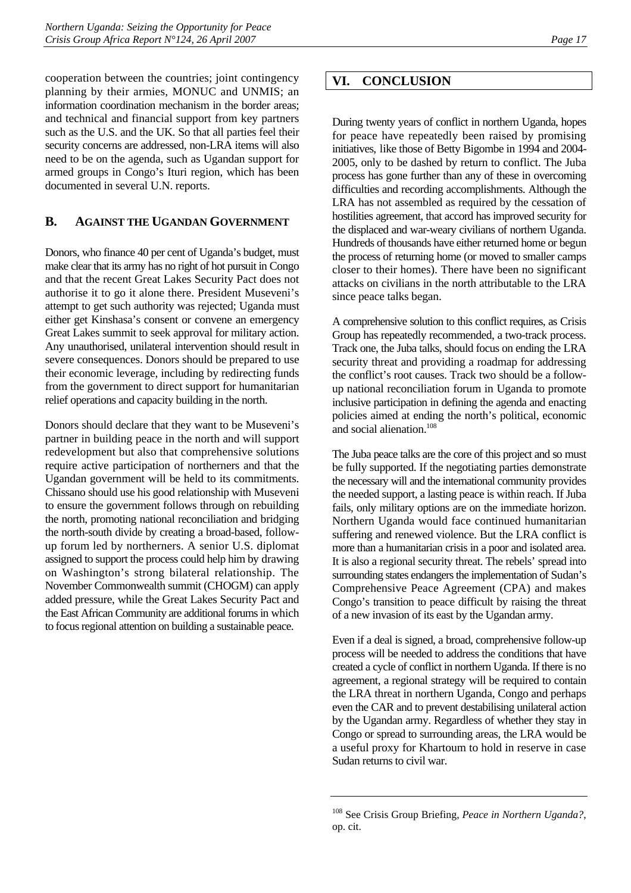cooperation between the countries; joint contingency planning by their armies, MONUC and UNMIS; an information coordination mechanism in the border areas; and technical and financial support from key partners such as the U.S. and the UK. So that all parties feel their security concerns are addressed, non-LRA items will also need to be on the agenda, such as Ugandan support for armed groups in Congo's Ituri region, which has been documented in several U.N. reports.

### B. AGAINST THE UGANDAN GOVERNMENT

Donors, who finance 40 per cent of Uganda's budget, must make clear that its army has no right of hot pursuit in Congo and that the recent Great Lakes Security Pact does not authorise it to go it alone there. President Museveni's attempt to get such authority was rejected; Uganda must either get Kinshasa's consent or convene an emergency Great Lakes summit to seek approval for military action. Any unauthorised, unilateral intervention should result in severe consequences. Donors should be prepared to use their economic leverage, including by redirecting funds from the government to direct support for humanitarian relief operations and capacity building in the north.

Donors should declare that they want to be Museveni's partner in building peace in the north and will support redevelopment but also that comprehensive solutions require active participation of northerners and that the Ugandan government will be held to its commitments. Chissano should use his good relationship with Museveni to ensure the government follows through on rebuilding the north, promoting national reconciliation and bridging the north-south divide by creating a broad-based, follow-up forum led by northerners. A senior U.S. diplomat assigned to support the process could help him by drawing on Washington's strong bilateral relationship. The November Commonwealth summit (CHOGM) can apply added pressure, while the Great Lakes Security Pact and the East African Community are additional forums in which to focus regional attention on building a sustainable peace.

## VI. CONCLUSION

During twenty years of conflict in northern Uganda, hopes for peace have repeatedly been raised by promising initiatives, like those of Betty Bigombe in 1994 and 2004-2005, only to be dashed by return to conflict. The Juba process has gone further than any of these in overcoming difficulties and recording accomplishments. Although the LRA has not assembled as required by the cessation of hostilities agreement, that accord has improved security for the displaced and war-weary civilians of northern Uganda. Hundreds of thousands have either returned home or begun the process of returning home (or moved to smaller camps closer to their homes). There have been no significant attacks on civilians in the north attributable to the LRA since peace talks began.

A comprehensive solution to this conflict requires, as Crisis Group has repeatedly recommended, a two-track process. Track one, the Juba talks, should focus on ending the LRA security threat and providing a roadmap for addressing the conflict's root causes. Track two should be a follow-up national reconciliation forum in Uganda to promote inclusive participation in defining the agenda and enacting policies aimed at ending the north's political, economic and social alienation.[108]

The Juba peace talks are the core of this project and so must be fully supported. If the negotiating parties demonstrate the necessary will and the international community provides the needed support, a lasting peace is within reach. If Juba fails, only military options are on the immediate horizon. Northern Uganda would face continued humanitarian suffering and renewed violence. But the LRA conflict is more than a humanitarian crisis in a poor and isolated area. It is also a regional security threat. The rebels' spread into surrounding states endangers the implementation of Sudan's Comprehensive Peace Agreement (CPA) and makes Congo's transition to peace difficult by raising the threat of a new invasion of its east by the Ugandan army.

Even if a deal is signed, a broad, comprehensive follow-up process will be needed to address the conditions that have created a cycle of conflict in northern Uganda. If there is no agreement, a regional strategy will be required to contain the LRA threat in northern Uganda, Congo and perhaps even the CAR and to prevent destabilising unilateral action by the Ugandan army. Regardless of whether they stay in Congo or spread to surrounding areas, the LRA would be a useful proxy for Khartoum to hold in reserve in case Sudan returns to civil war.

---

[108] See Crisis Group Briefing, *Peace in Northern Uganda?*, op. cit.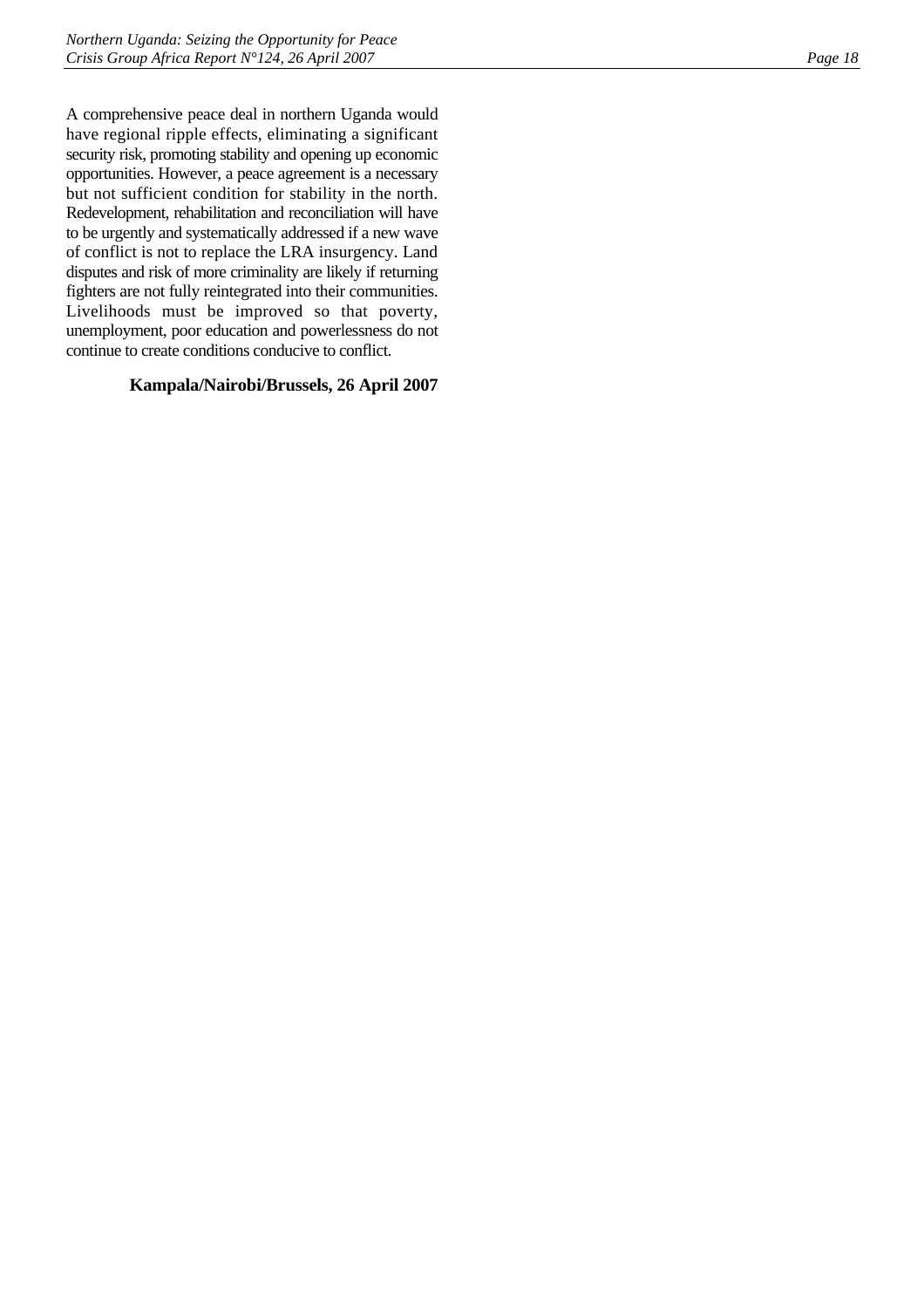A comprehensive peace deal in northern Uganda would have regional ripple effects, eliminating a significant security risk, promoting stability and opening up economic opportunities. However, a peace agreement is a necessary but not sufficient condition for stability in the north. Redevelopment, rehabilitation and reconciliation will have to be urgently and systematically addressed if a new wave of conflict is not to replace the LRA insurgency. Land disputes and risk of more criminality are likely if returning fighters are not fully reintegrated into their communities. Livelihoods must be improved so that poverty, unemployment, poor education and powerlessness do not continue to create conditions conducive to conflict.

**Kampala/Nairobi/Brussels, 26 April 2007**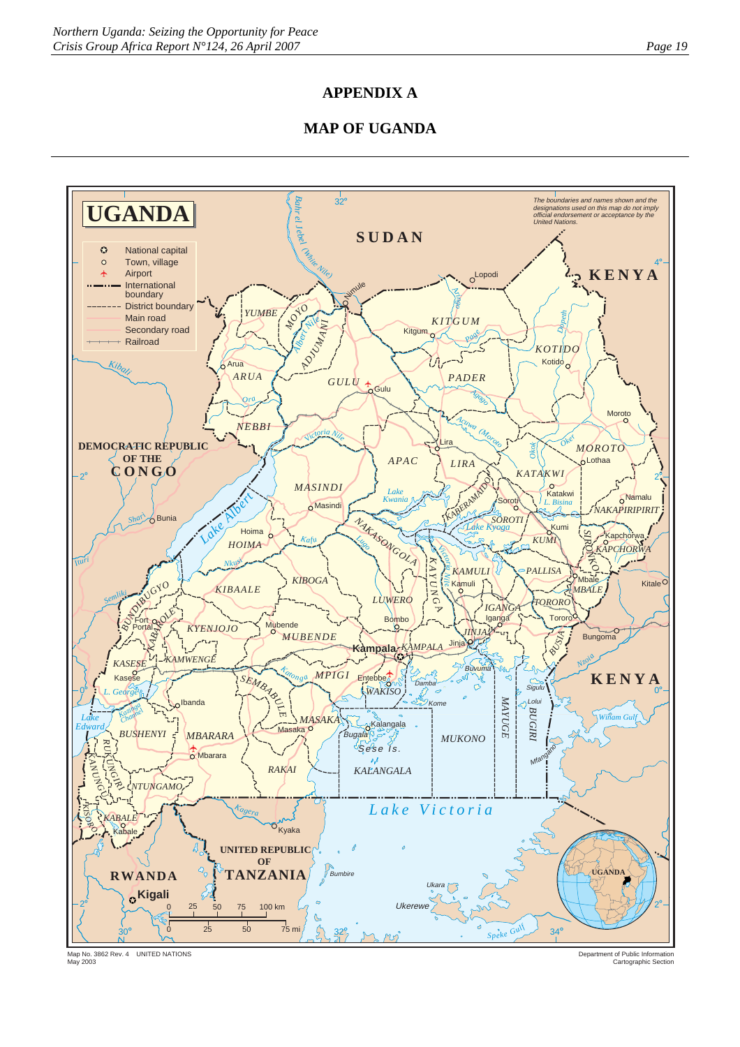# APPENDIX A

## MAP OF UGANDA

UGANDA

National capital
Town, village
Airport
International boundary
District boundary
Main road
Secondary road
Railroad

The boundaries and names shown and the designations used on this map do not imply official endorsement or acceptance by the United Nations.

SUDAN

KENYA

DEMOCRATIC REPUBLIC OF THE CONGO

UNITED REPUBLIC OF TANZANIA

RWANDA

Kigali

Lake Victoria

Kampala

0 25 50 75 100 km

0 25 50 75 mi

Map No. 3862 Rev. 4 UNITED NATIONS
May 2003

Department of Public Information
Cartographic Section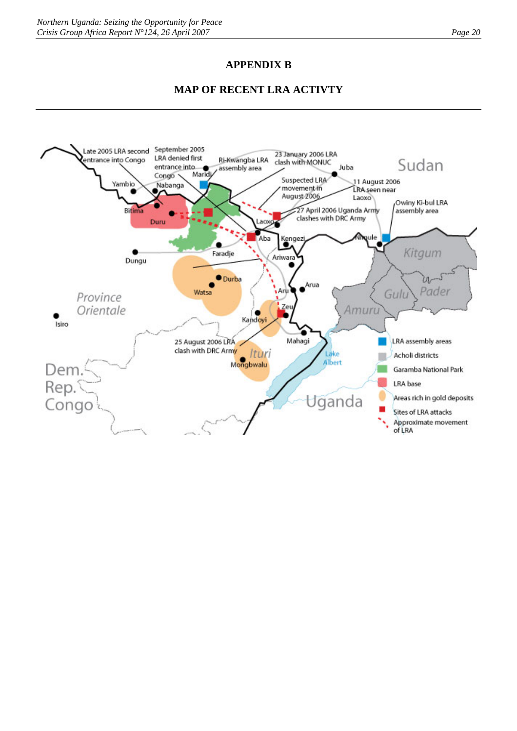## APPENDIX B

## MAP OF RECENT LRA ACTIVTY

Late 2005 LRA second entrance into Congo

September 2005 LRA denied first entrance into Congo

Ri-Kwangba LRA assembly area

23 January 2006 LRA clash with MONUC

Sudan

Juba

Maridi

Yambio

Nabanga

Suspected LRA movement in August 2006

11 August 2006 LRA seen near Laoxo

Owiny Ki-bul LRA assembly area

Bitima

Duru

27 April 2006 Uganda Army clashes with DRC Army

Laoxo

Aba

Kengezi

Nimule

Kitgum

Dungu

Faradje

Ariwara

Durba

Watsa

Arua

Aru

Gulu

Pader

Province Orientale

Zeu

Amuru

Isiro

Kandoyi

Mahagi

25 August 2006 LRA clash with DRC Army

Ituri

Mongbwalu

Lake Albert

Dem. Rep. Congo

Uganda

LRA assembly areas

Acholi districts

Garamba National Park

LRA base

Areas rich in gold deposits

Sites of LRA attacks

Approximate movement of LRA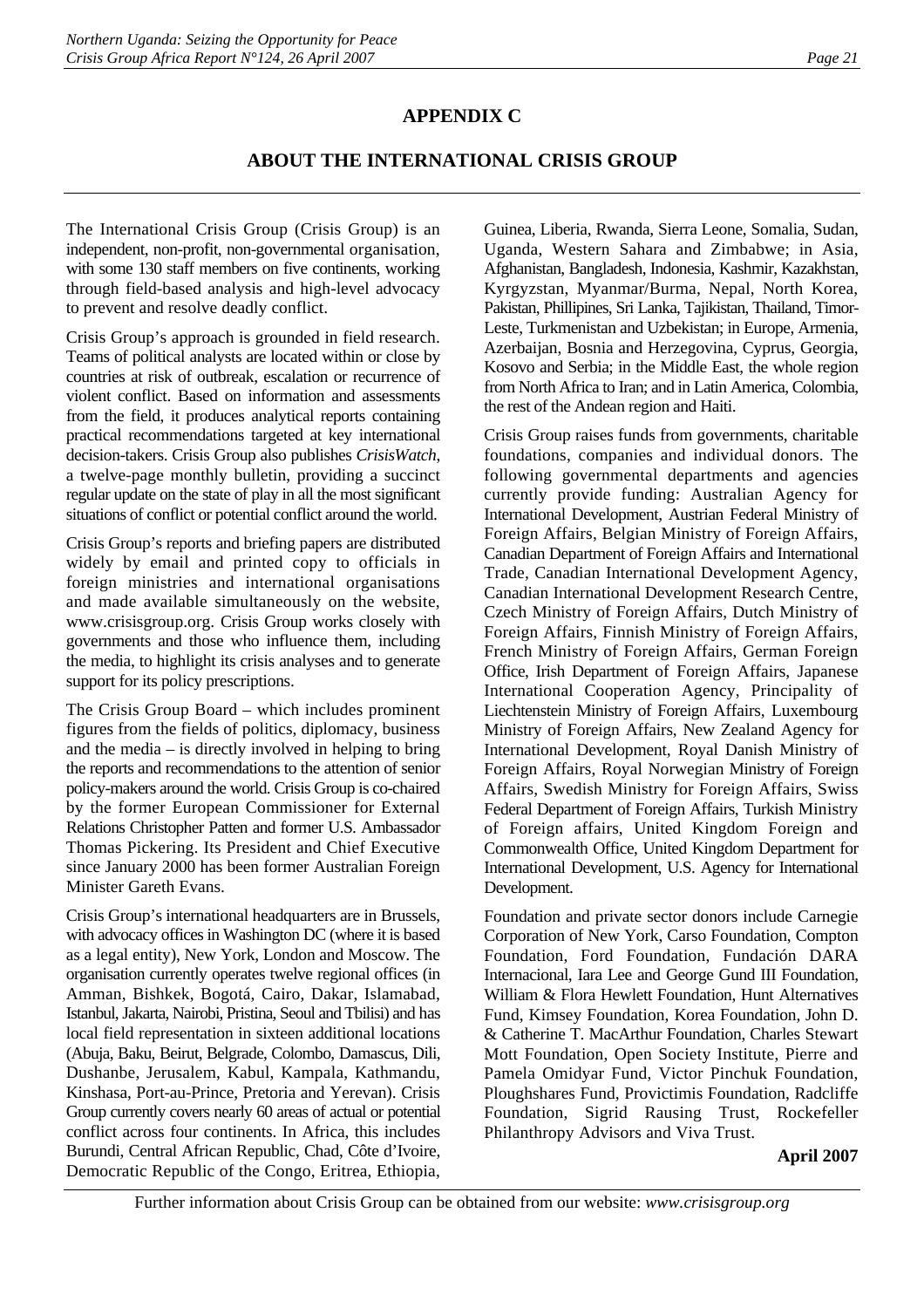## APPENDIX C

## ABOUT THE INTERNATIONAL CRISIS GROUP

The International Crisis Group (Crisis Group) is an independent, non-profit, non-governmental organisation, with some 130 staff members on five continents, working through field-based analysis and high-level advocacy to prevent and resolve deadly conflict.

Crisis Group's approach is grounded in field research. Teams of political analysts are located within or close by countries at risk of outbreak, escalation or recurrence of violent conflict. Based on information and assessments from the field, it produces analytical reports containing practical recommendations targeted at key international decision-takers. Crisis Group also publishes *CrisisWatch*, a twelve-page monthly bulletin, providing a succinct regular update on the state of play in all the most significant situations of conflict or potential conflict around the world.

Crisis Group's reports and briefing papers are distributed widely by email and printed copy to officials in foreign ministries and international organisations and made available simultaneously on the website, www.crisisgroup.org. Crisis Group works closely with governments and those who influence them, including the media, to highlight its crisis analyses and to generate support for its policy prescriptions.

The Crisis Group Board – which includes prominent figures from the fields of politics, diplomacy, business and the media – is directly involved in helping to bring the reports and recommendations to the attention of senior policy-makers around the world. Crisis Group is co-chaired by the former European Commissioner for External Relations Christopher Patten and former U.S. Ambassador Thomas Pickering. Its President and Chief Executive since January 2000 has been former Australian Foreign Minister Gareth Evans.

Crisis Group's international headquarters are in Brussels, with advocacy offices in Washington DC (where it is based as a legal entity), New York, London and Moscow. The organisation currently operates twelve regional offices (in Amman, Bishkek, Bogotá, Cairo, Dakar, Islamabad, Istanbul, Jakarta, Nairobi, Pristina, Seoul and Tbilisi) and has local field representation in sixteen additional locations (Abuja, Baku, Beirut, Belgrade, Colombo, Damascus, Dili, Dushanbe, Jerusalem, Kabul, Kampala, Kathmandu, Kinshasa, Port-au-Prince, Pretoria and Yerevan). Crisis Group currently covers nearly 60 areas of actual or potential conflict across four continents. In Africa, this includes Burundi, Central African Republic, Chad, Côte d'Ivoire, Democratic Republic of the Congo, Eritrea, Ethiopia, Guinea, Liberia, Rwanda, Sierra Leone, Somalia, Sudan, Uganda, Western Sahara and Zimbabwe; in Asia, Afghanistan, Bangladesh, Indonesia, Kashmir, Kazakhstan, Kyrgyzstan, Myanmar/Burma, Nepal, North Korea, Pakistan, Phillipines, Sri Lanka, Tajikistan, Thailand, Timor-Leste, Turkmenistan and Uzbekistan; in Europe, Armenia, Azerbaijan, Bosnia and Herzegovina, Cyprus, Georgia, Kosovo and Serbia; in the Middle East, the whole region from North Africa to Iran; and in Latin America, Colombia, the rest of the Andean region and Haiti.

Crisis Group raises funds from governments, charitable foundations, companies and individual donors. The following governmental departments and agencies currently provide funding: Australian Agency for International Development, Austrian Federal Ministry of Foreign Affairs, Belgian Ministry of Foreign Affairs, Canadian Department of Foreign Affairs and International Trade, Canadian International Development Agency, Canadian International Development Research Centre, Czech Ministry of Foreign Affairs, Dutch Ministry of Foreign Affairs, Finnish Ministry of Foreign Affairs, French Ministry of Foreign Affairs, German Foreign Office, Irish Department of Foreign Affairs, Japanese International Cooperation Agency, Principality of Liechtenstein Ministry of Foreign Affairs, Luxembourg Ministry of Foreign Affairs, New Zealand Agency for International Development, Royal Danish Ministry of Foreign Affairs, Royal Norwegian Ministry of Foreign Affairs, Swedish Ministry for Foreign Affairs, Swiss Federal Department of Foreign Affairs, Turkish Ministry of Foreign affairs, United Kingdom Foreign and Commonwealth Office, United Kingdom Department for International Development, U.S. Agency for International Development.

Foundation and private sector donors include Carnegie Corporation of New York, Carso Foundation, Compton Foundation, Ford Foundation, Fundación DARA Internacional, Iara Lee and George Gund III Foundation, William & Flora Hewlett Foundation, Hunt Alternatives Fund, Kimsey Foundation, Korea Foundation, John D. & Catherine T. MacArthur Foundation, Charles Stewart Mott Foundation, Open Society Institute, Pierre and Pamela Omidyar Fund, Victor Pinchuk Foundation, Ploughshares Fund, Provictimis Foundation, Radcliffe Foundation, Sigrid Rausing Trust, Rockefeller Philanthropy Advisors and Viva Trust.

**April 2007**

Further information about Crisis Group can be obtained from our website: *www.crisisgroup.org*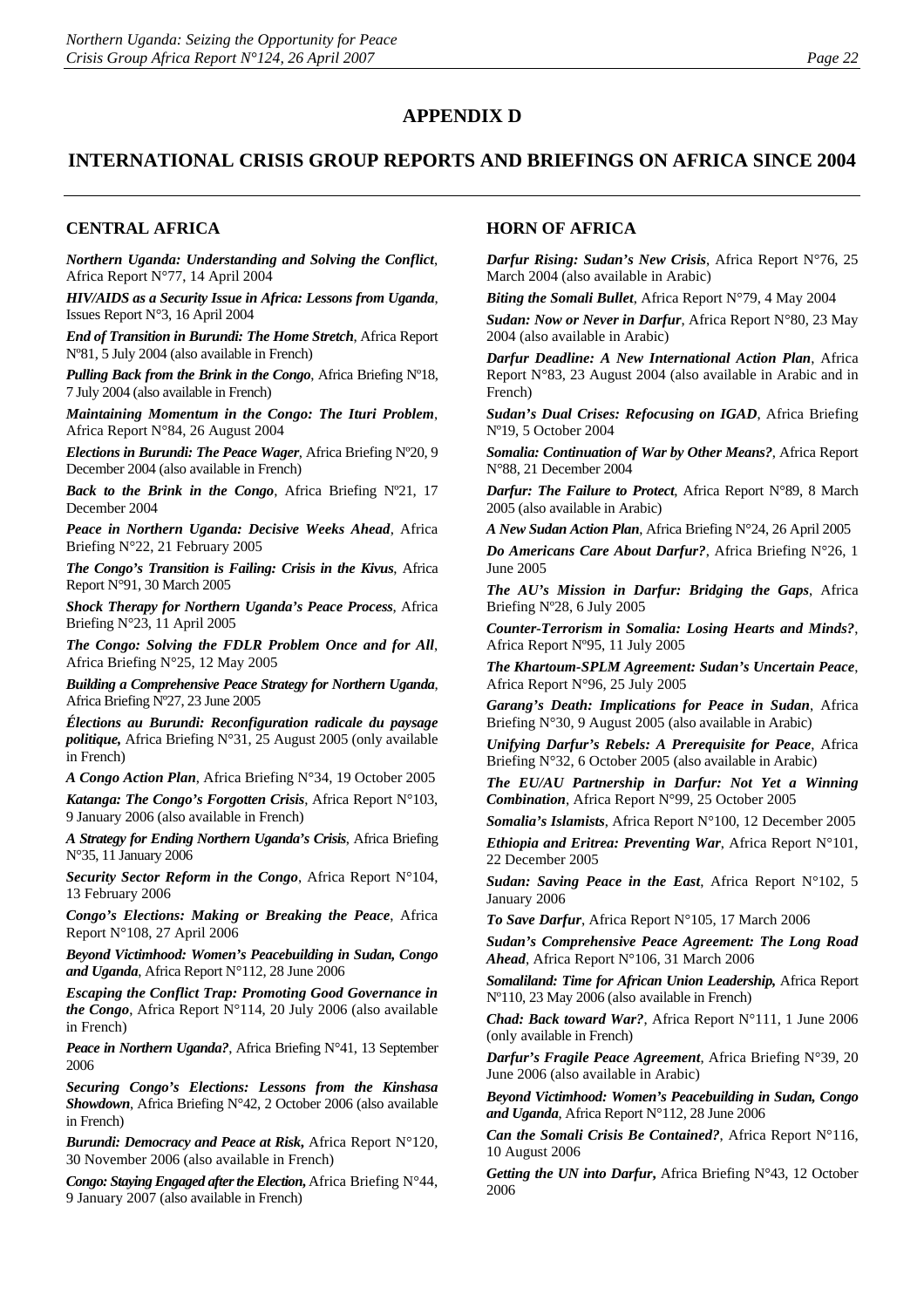## APPENDIX D

## INTERNATIONAL CRISIS GROUP REPORTS AND BRIEFINGS ON AFRICA SINCE 2004

### CENTRAL AFRICA

***Northern Uganda: Understanding and Solving the Conflict***, Africa Report N°77, 14 April 2004

***HIV/AIDS as a Security Issue in Africa: Lessons from Uganda***, Issues Report N°3, 16 April 2004

***End of Transition in Burundi: The Home Stretch***, Africa Report Nº81, 5 July 2004 (also available in French)

***Pulling Back from the Brink in the Congo***, Africa Briefing Nº18, 7 July 2004 (also available in French)

***Maintaining Momentum in the Congo: The Ituri Problem***, Africa Report N°84, 26 August 2004

***Elections in Burundi: The Peace Wager***, Africa Briefing Nº20, 9 December 2004 (also available in French)

***Back to the Brink in the Congo***, Africa Briefing Nº21, 17 December 2004

***Peace in Northern Uganda: Decisive Weeks Ahead***, Africa Briefing N°22, 21 February 2005

***The Congo's Transition is Failing: Crisis in the Kivus***, Africa Report N°91, 30 March 2005

***Shock Therapy for Northern Uganda's Peace Process***, Africa Briefing N°23, 11 April 2005

***The Congo: Solving the FDLR Problem Once and for All***, Africa Briefing N°25, 12 May 2005

***Building a Comprehensive Peace Strategy for Northern Uganda***, Africa Briefing Nº27, 23 June 2005

***Élections au Burundi: Reconfiguration radicale du paysage politique,*** Africa Briefing N°31, 25 August 2005 (only available in French)

***A Congo Action Plan***, Africa Briefing N°34, 19 October 2005

***Katanga: The Congo's Forgotten Crisis***, Africa Report N°103, 9 January 2006 (also available in French)

***A Strategy for Ending Northern Uganda's Crisis***, Africa Briefing N°35, 11 January 2006

***Security Sector Reform in the Congo***, Africa Report N°104, 13 February 2006

***Congo's Elections: Making or Breaking the Peace***, Africa Report N°108, 27 April 2006

***Beyond Victimhood: Women's Peacebuilding in Sudan, Congo and Uganda***, Africa Report N°112, 28 June 2006

***Escaping the Conflict Trap: Promoting Good Governance in the Congo***, Africa Report N°114, 20 July 2006 (also available in French)

***Peace in Northern Uganda?***, Africa Briefing N°41, 13 September 2006

***Securing Congo's Elections: Lessons from the Kinshasa Showdown***, Africa Briefing N°42, 2 October 2006 (also available in French)

***Burundi: Democracy and Peace at Risk,*** Africa Report N°120, 30 November 2006 (also available in French)

***Congo: Staying Engaged after the Election,*** Africa Briefing N°44, 9 January 2007 (also available in French)

### HORN OF AFRICA

***Darfur Rising: Sudan's New Crisis***, Africa Report N°76, 25 March 2004 (also available in Arabic)

***Biting the Somali Bullet***, Africa Report N°79, 4 May 2004

***Sudan: Now or Never in Darfur***, Africa Report N°80, 23 May 2004 (also available in Arabic)

***Darfur Deadline: A New International Action Plan***, Africa Report N°83, 23 August 2004 (also available in Arabic and in French)

***Sudan's Dual Crises: Refocusing on IGAD***, Africa Briefing Nº19, 5 October 2004

***Somalia: Continuation of War by Other Means?***, Africa Report N°88, 21 December 2004

***Darfur: The Failure to Protect***, Africa Report N°89, 8 March 2005 (also available in Arabic)

***A New Sudan Action Plan***, Africa Briefing N°24, 26 April 2005

***Do Americans Care About Darfur?***, Africa Briefing N°26, 1 June 2005

***The AU's Mission in Darfur: Bridging the Gaps***, Africa Briefing Nº28, 6 July 2005

***Counter-Terrorism in Somalia: Losing Hearts and Minds?***, Africa Report Nº95, 11 July 2005

***The Khartoum-SPLM Agreement: Sudan's Uncertain Peace***, Africa Report N°96, 25 July 2005

***Garang's Death: Implications for Peace in Sudan***, Africa Briefing N°30, 9 August 2005 (also available in Arabic)

***Unifying Darfur's Rebels: A Prerequisite for Peace***, Africa Briefing N°32, 6 October 2005 (also available in Arabic)

***The EU/AU Partnership in Darfur: Not Yet a Winning Combination***, Africa Report N°99, 25 October 2005

***Somalia's Islamists***, Africa Report N°100, 12 December 2005

***Ethiopia and Eritrea: Preventing War***, Africa Report N°101, 22 December 2005

***Sudan: Saving Peace in the East***, Africa Report N°102, 5 January 2006

***To Save Darfur***, Africa Report N°105, 17 March 2006

***Sudan's Comprehensive Peace Agreement: The Long Road Ahead***, Africa Report N°106, 31 March 2006

***Somaliland: Time for African Union Leadership,*** Africa Report Nº110, 23 May 2006 (also available in French)

***Chad: Back toward War?***, Africa Report N°111, 1 June 2006 (only available in French)

***Darfur's Fragile Peace Agreement***, Africa Briefing N°39, 20 June 2006 (also available in Arabic)

***Beyond Victimhood: Women's Peacebuilding in Sudan, Congo and Uganda***, Africa Report N°112, 28 June 2006

***Can the Somali Crisis Be Contained?***, Africa Report N°116, 10 August 2006

***Getting the UN into Darfur***, Africa Briefing N°43, 12 October 2006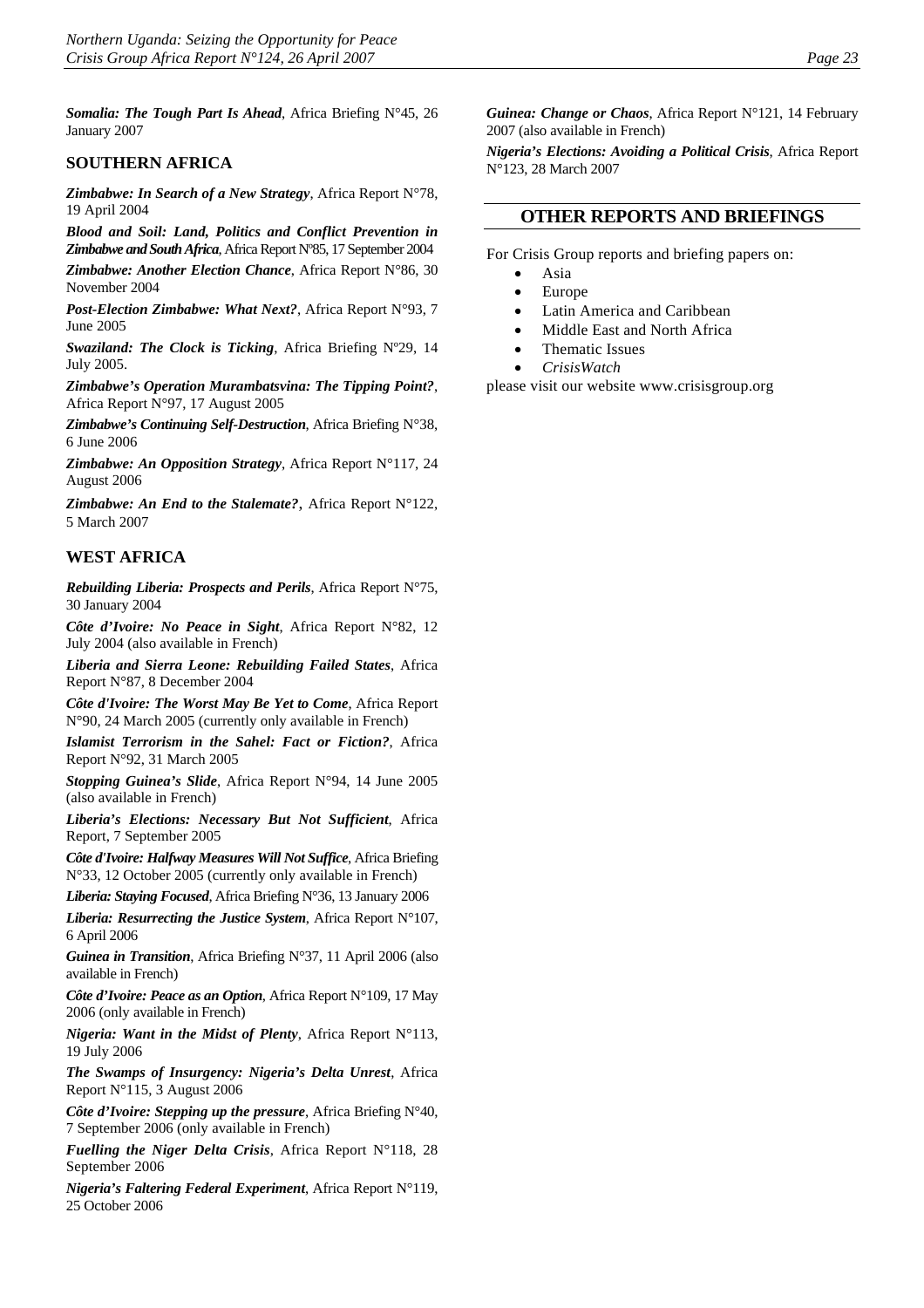***Somalia: The Tough Part Is Ahead***, Africa Briefing N°45, 26 January 2007

### SOUTHERN AFRICA

***Zimbabwe: In Search of a New Strategy***, Africa Report N°78, 19 April 2004

***Blood and Soil: Land, Politics and Conflict Prevention in Zimbabwe and South Africa***, Africa Report Nº85, 17 September 2004

***Zimbabwe: Another Election Chance***, Africa Report N°86, 30 November 2004

***Post-Election Zimbabwe: What Next?***, Africa Report N°93, 7 June 2005

***Swaziland: The Clock is Ticking***, Africa Briefing Nº29, 14 July 2005.

***Zimbabwe's Operation Murambatsvina: The Tipping Point?***, Africa Report N°97, 17 August 2005

***Zimbabwe's Continuing Self-Destruction***, Africa Briefing N°38, 6 June 2006

***Zimbabwe: An Opposition Strategy***, Africa Report N°117, 24 August 2006

***Zimbabwe: An End to the Stalemate?***, Africa Report N°122, 5 March 2007

### WEST AFRICA

***Rebuilding Liberia: Prospects and Perils***, Africa Report N°75, 30 January 2004

***Côte d'Ivoire: No Peace in Sight***, Africa Report N°82, 12 July 2004 (also available in French)

***Liberia and Sierra Leone: Rebuilding Failed States***, Africa Report N°87, 8 December 2004

***Côte d'Ivoire: The Worst May Be Yet to Come***, Africa Report N°90, 24 March 2005 (currently only available in French)

***Islamist Terrorism in the Sahel: Fact or Fiction?***, Africa Report N°92, 31 March 2005

***Stopping Guinea's Slide***, Africa Report N°94, 14 June 2005 (also available in French)

***Liberia's Elections: Necessary But Not Sufficient***, Africa Report, 7 September 2005

***Côte d'Ivoire: Halfway Measures Will Not Suffice***, Africa Briefing N°33, 12 October 2005 (currently only available in French)

***Liberia: Staying Focused***, Africa Briefing N°36, 13 January 2006

***Liberia: Resurrecting the Justice System***, Africa Report N°107, 6 April 2006

***Guinea in Transition***, Africa Briefing N°37, 11 April 2006 (also available in French)

***Côte d'Ivoire: Peace as an Option***, Africa Report N°109, 17 May 2006 (only available in French)

***Nigeria: Want in the Midst of Plenty***, Africa Report N°113, 19 July 2006

***The Swamps of Insurgency: Nigeria's Delta Unrest***, Africa Report N°115, 3 August 2006

***Côte d'Ivoire: Stepping up the pressure***, Africa Briefing N°40, 7 September 2006 (only available in French)

***Fuelling the Niger Delta Crisis***, Africa Report N°118, 28 September 2006

***Nigeria's Faltering Federal Experiment***, Africa Report N°119, 25 October 2006

***Guinea: Change or Chaos***, Africa Report N°121, 14 February 2007 (also available in French)

***Nigeria's Elections: Avoiding a Political Crisis***, Africa Report N°123, 28 March 2007

## OTHER REPORTS AND BRIEFINGS

For Crisis Group reports and briefing papers on:

- Asia
- Europe
- Latin America and Caribbean
- Middle East and North Africa
- Thematic Issues
- *CrisisWatch*

please visit our website www.crisisgroup.org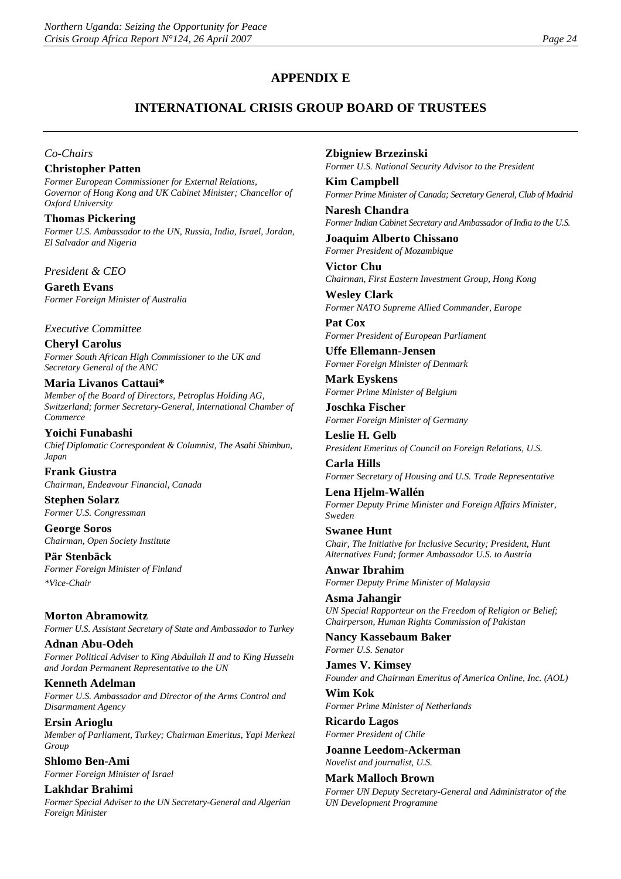## APPENDIX E

## INTERNATIONAL CRISIS GROUP BOARD OF TRUSTEES

*Co-Chairs*

**Christopher Patten**
*Former European Commissioner for External Relations, Governor of Hong Kong and UK Cabinet Minister; Chancellor of Oxford University*

**Thomas Pickering**
*Former U.S. Ambassador to the UN, Russia, India, Israel, Jordan, El Salvador and Nigeria*

*President & CEO*

**Gareth Evans**
*Former Foreign Minister of Australia*

*Executive Committee*

**Cheryl Carolus**
*Former South African High Commissioner to the UK and Secretary General of the ANC*

**Maria Livanos Cattaui***
*Member of the Board of Directors, Petroplus Holding AG, Switzerland; former Secretary-General, International Chamber of Commerce*

**Yoichi Funabashi**
*Chief Diplomatic Correspondent & Columnist, The Asahi Shimbun, Japan*

**Frank Giustra**
*Chairman, Endeavour Financial, Canada*

**Stephen Solarz**
*Former U.S. Congressman*

**George Soros**
*Chairman, Open Society Institute*

**Pär Stenbäck**
*Former Foreign Minister of Finland*

*\*Vice-Chair*

**Morton Abramowitz**
*Former U.S. Assistant Secretary of State and Ambassador to Turkey*

**Adnan Abu-Odeh**
*Former Political Adviser to King Abdullah II and to King Hussein and Jordan Permanent Representative to the UN*

**Kenneth Adelman**
*Former U.S. Ambassador and Director of the Arms Control and Disarmament Agency*

**Ersin Arioglu**
*Member of Parliament, Turkey; Chairman Emeritus, Yapi Merkezi Group*

**Shlomo Ben-Ami**
*Former Foreign Minister of Israel*

**Lakhdar Brahimi**
*Former Special Adviser to the UN Secretary-General and Algerian Foreign Minister*

**Zbigniew Brzezinski**
*Former U.S. National Security Advisor to the President*

**Kim Campbell**
*Former Prime Minister of Canada; Secretary General, Club of Madrid*

**Naresh Chandra**
*Former Indian Cabinet Secretary and Ambassador of India to the U.S.*

**Joaquim Alberto Chissano**
*Former President of Mozambique*

**Victor Chu**
*Chairman, First Eastern Investment Group, Hong Kong*

**Wesley Clark**
*Former NATO Supreme Allied Commander, Europe*

**Pat Cox**
*Former President of European Parliament*

**Uffe Ellemann-Jensen**
*Former Foreign Minister of Denmark*

**Mark Eyskens**
*Former Prime Minister of Belgium*

**Joschka Fischer**
*Former Foreign Minister of Germany*

**Leslie H. Gelb**
*President Emeritus of Council on Foreign Relations, U.S.*

**Carla Hills**
*Former Secretary of Housing and U.S. Trade Representative*

**Lena Hjelm-Wallén**
*Former Deputy Prime Minister and Foreign Affairs Minister, Sweden*

**Swanee Hunt**
*Chair, The Initiative for Inclusive Security; President, Hunt Alternatives Fund; former Ambassador U.S. to Austria*

**Anwar Ibrahim**
*Former Deputy Prime Minister of Malaysia*

**Asma Jahangir**
*UN Special Rapporteur on the Freedom of Religion or Belief; Chairperson, Human Rights Commission of Pakistan*

**Nancy Kassebaum Baker**
*Former U.S. Senator*

**James V. Kimsey**
*Founder and Chairman Emeritus of America Online, Inc. (AOL)*

**Wim Kok**
*Former Prime Minister of Netherlands*

**Ricardo Lagos**
*Former President of Chile*

**Joanne Leedom-Ackerman**
*Novelist and journalist, U.S.*

**Mark Malloch Brown**
*Former UN Deputy Secretary-General and Administrator of the UN Development Programme*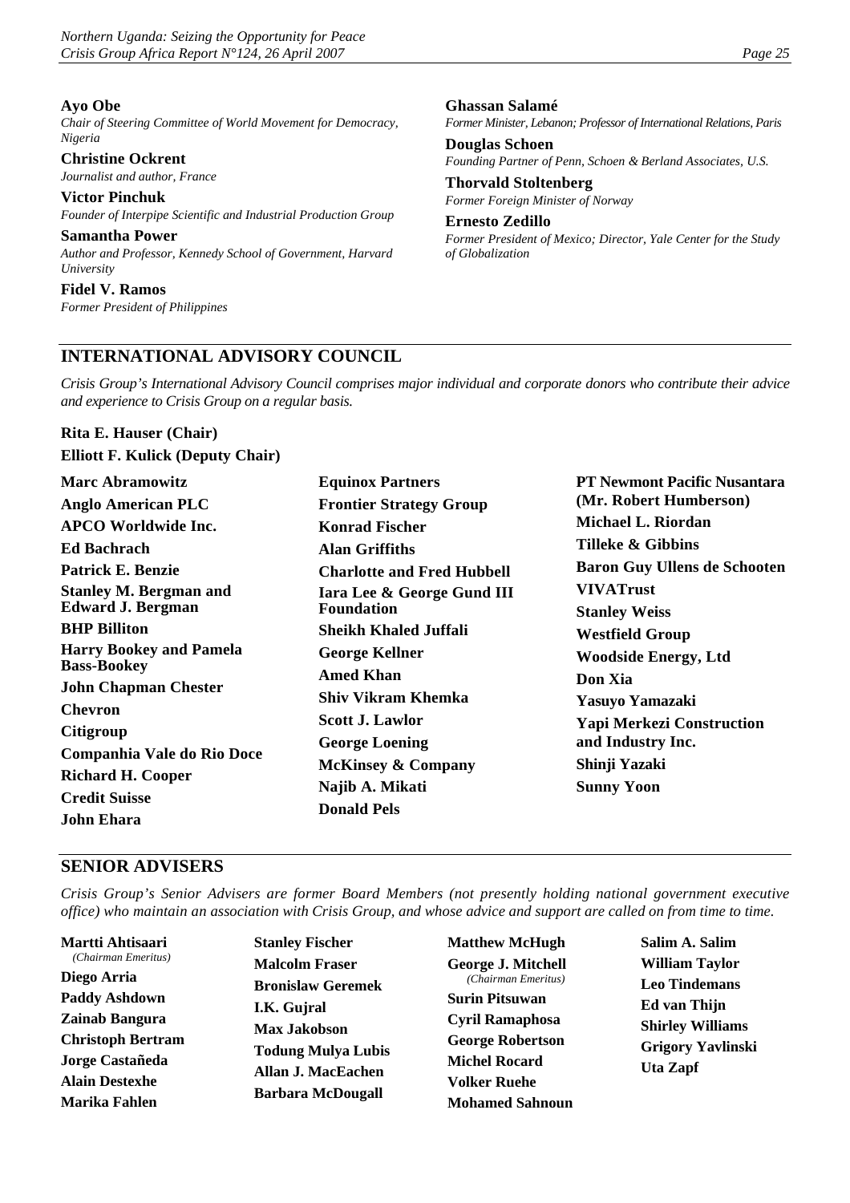**Ayo Obe**
*Chair of Steering Committee of World Movement for Democracy, Nigeria*

**Christine Ockrent**
*Journalist and author, France*

**Victor Pinchuk**
*Founder of Interpipe Scientific and Industrial Production Group*

**Samantha Power**
*Author and Professor, Kennedy School of Government, Harvard University*

**Fidel V. Ramos**
*Former President of Philippines*

**Ghassan Salamé**
*Former Minister, Lebanon; Professor of International Relations, Paris*

**Douglas Schoen**
*Founding Partner of Penn, Schoen & Berland Associates, U.S.*

**Thorvald Stoltenberg**
*Former Foreign Minister of Norway*

**Ernesto Zedillo**
*Former President of Mexico; Director, Yale Center for the Study of Globalization*

## INTERNATIONAL ADVISORY COUNCIL

*Crisis Group's International Advisory Council comprises major individual and corporate donors who contribute their advice and experience to Crisis Group on a regular basis.*

**Rita E. Hauser (Chair)**
**Elliott F. Kulick (Deputy Chair)**

**Marc Abramowitz**
**Anglo American PLC**
**APCO Worldwide Inc.**
**Ed Bachrach**
**Patrick E. Benzie**
**Stanley M. Bergman and Edward J. Bergman**
**BHP Billiton**
**Harry Bookey and Pamela Bass-Bookey**
**John Chapman Chester**
**Chevron**
**Citigroup**
**Companhia Vale do Rio Doce**
**Richard H. Cooper**
**Credit Suisse**
**John Ehara**
**Equinox Partners**
**Frontier Strategy Group**
**Konrad Fischer**
**Alan Griffiths**
**Charlotte and Fred Hubbell**
**Iara Lee & George Gund III Foundation**
**Sheikh Khaled Juffali**
**George Kellner**
**Amed Khan**
**Shiv Vikram Khemka**
**Scott J. Lawlor**
**George Loening**
**McKinsey & Company**
**Najib A. Mikati**
**Donald Pels**
**PT Newmont Pacific Nusantara (Mr. Robert Humberson)**
**Michael L. Riordan**
**Tilleke & Gibbins**
**Baron Guy Ullens de Schooten**
**VIVATrust**
**Stanley Weiss**
**Westfield Group**
**Woodside Energy, Ltd**
**Don Xia**
**Yasuyo Yamazaki**
**Yapi Merkezi Construction and Industry Inc.**
**Shinji Yazaki**
**Sunny Yoon**

## SENIOR ADVISERS

*Crisis Group's Senior Advisers are former Board Members (not presently holding national government executive office) who maintain an association with Crisis Group, and whose advice and support are called on from time to time.*

**Martti Ahtisaari** *(Chairman Emeritus)*
**Diego Arria**
**Paddy Ashdown**
**Zainab Bangura**
**Christoph Bertram**
**Jorge Castañeda**
**Alain Destexhe**
**Marika Fahlen**
**Stanley Fischer**
**Malcolm Fraser**
**Bronislaw Geremek**
**I.K. Gujral**
**Max Jakobson**
**Todung Mulya Lubis**
**Allan J. MacEachen**
**Barbara McDougall**
**Matthew McHugh**
**George J. Mitchell** *(Chairman Emeritus)*
**Surin Pitsuwan**
**Cyril Ramaphosa**
**George Robertson**
**Michel Rocard**
**Volker Ruehe**
**Mohamed Sahnoun**
**Salim A. Salim**
**William Taylor**
**Leo Tindemans**
**Ed van Thijn**
**Shirley Williams**
**Grigory Yavlinski**
**Uta Zapf**